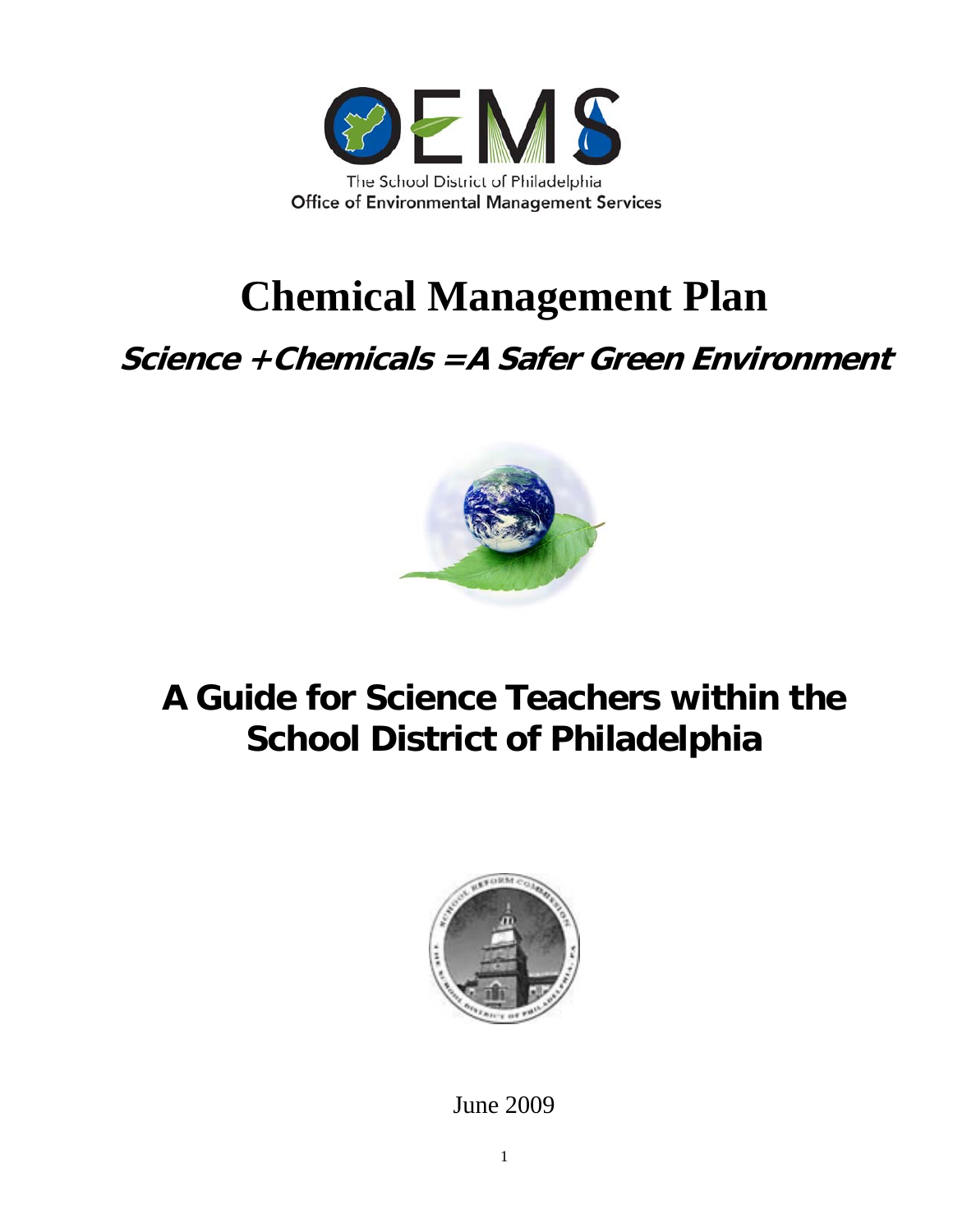OEMS

The School District of Philadelphia
Office of Environmental Management Services

# Chemical Management Plan

## *Science + Chemicals = A Safer Green Environment*

## A Guide for Science Teachers within the School District of Philadelphia

June 2009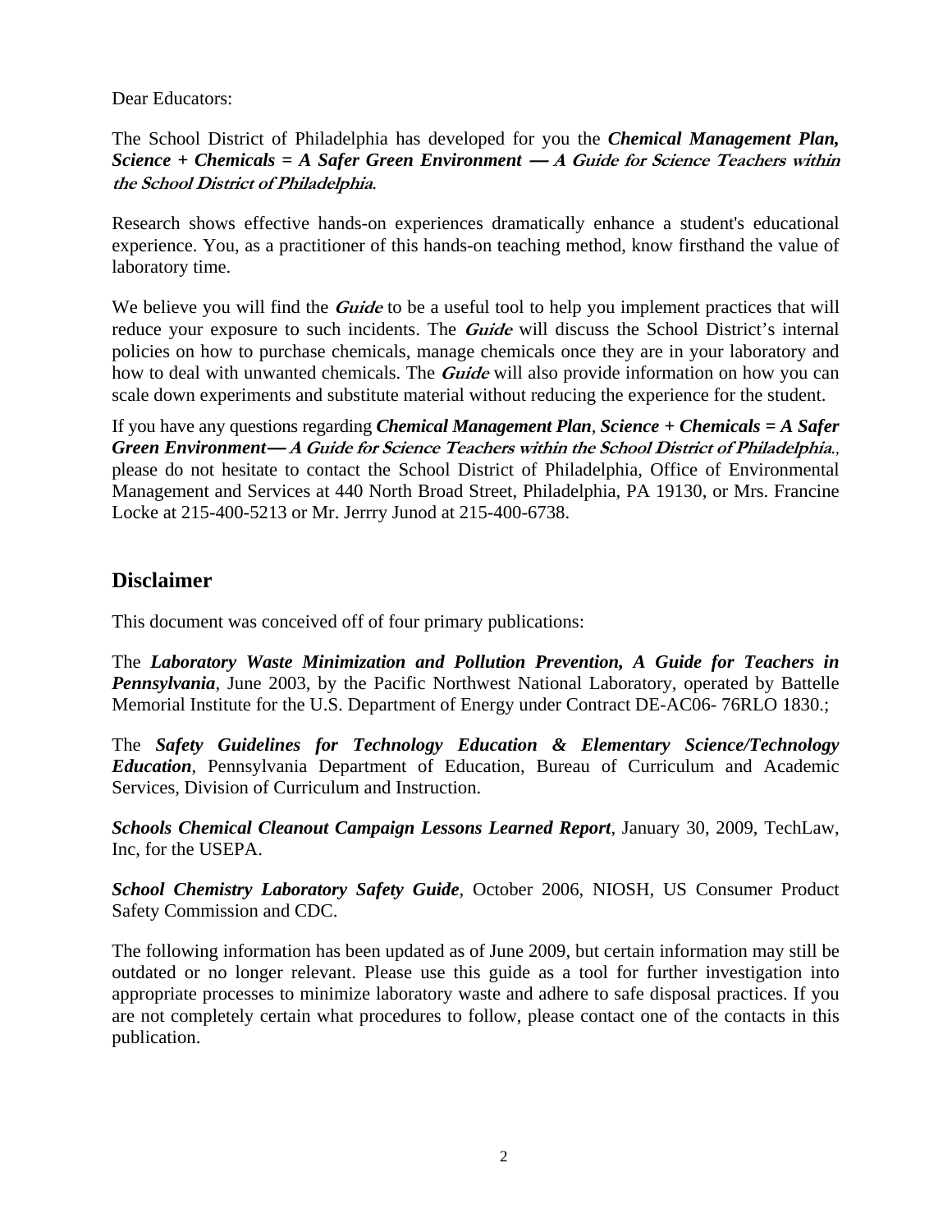Dear Educators:

The School District of Philadelphia has developed for you the ***Chemical Management Plan, Science + Chemicals = A Safer Green Environment — A Guide for Science Teachers within the School District of Philadelphia***.

Research shows effective hands-on experiences dramatically enhance a student's educational experience. You, as a practitioner of this hands-on teaching method, know firsthand the value of laboratory time.

We believe you will find the ***Guide*** to be a useful tool to help you implement practices that will reduce your exposure to such incidents. The ***Guide*** will discuss the School District's internal policies on how to purchase chemicals, manage chemicals once they are in your laboratory and how to deal with unwanted chemicals. The ***Guide*** will also provide information on how you can scale down experiments and substitute material without reducing the experience for the student.

If you have any questions regarding ***Chemical Management Plan***, ***Science + Chemicals = A Safer Green Environment— A Guide for Science Teachers within the School District of Philadelphia***., please do not hesitate to contact the School District of Philadelphia, Office of Environmental Management and Services at 440 North Broad Street, Philadelphia, PA 19130, or Mrs. Francine Locke at 215-400-5213 or Mr. Jerrry Junod at 215-400-6738.

## Disclaimer

This document was conceived off of four primary publications:

The ***Laboratory Waste Minimization and Pollution Prevention, A Guide for Teachers in Pennsylvania***, June 2003, by the Pacific Northwest National Laboratory, operated by Battelle Memorial Institute for the U.S. Department of Energy under Contract DE-AC06- 76RLO 1830.;

The ***Safety Guidelines for Technology Education & Elementary Science/Technology Education***, Pennsylvania Department of Education, Bureau of Curriculum and Academic Services, Division of Curriculum and Instruction.

***Schools Chemical Cleanout Campaign Lessons Learned Report***, January 30, 2009, TechLaw, Inc, for the USEPA.

***School Chemistry Laboratory Safety Guide***, October 2006, NIOSH, US Consumer Product Safety Commission and CDC.

The following information has been updated as of June 2009, but certain information may still be outdated or no longer relevant. Please use this guide as a tool for further investigation into appropriate processes to minimize laboratory waste and adhere to safe disposal practices. If you are not completely certain what procedures to follow, please contact one of the contacts in this publication.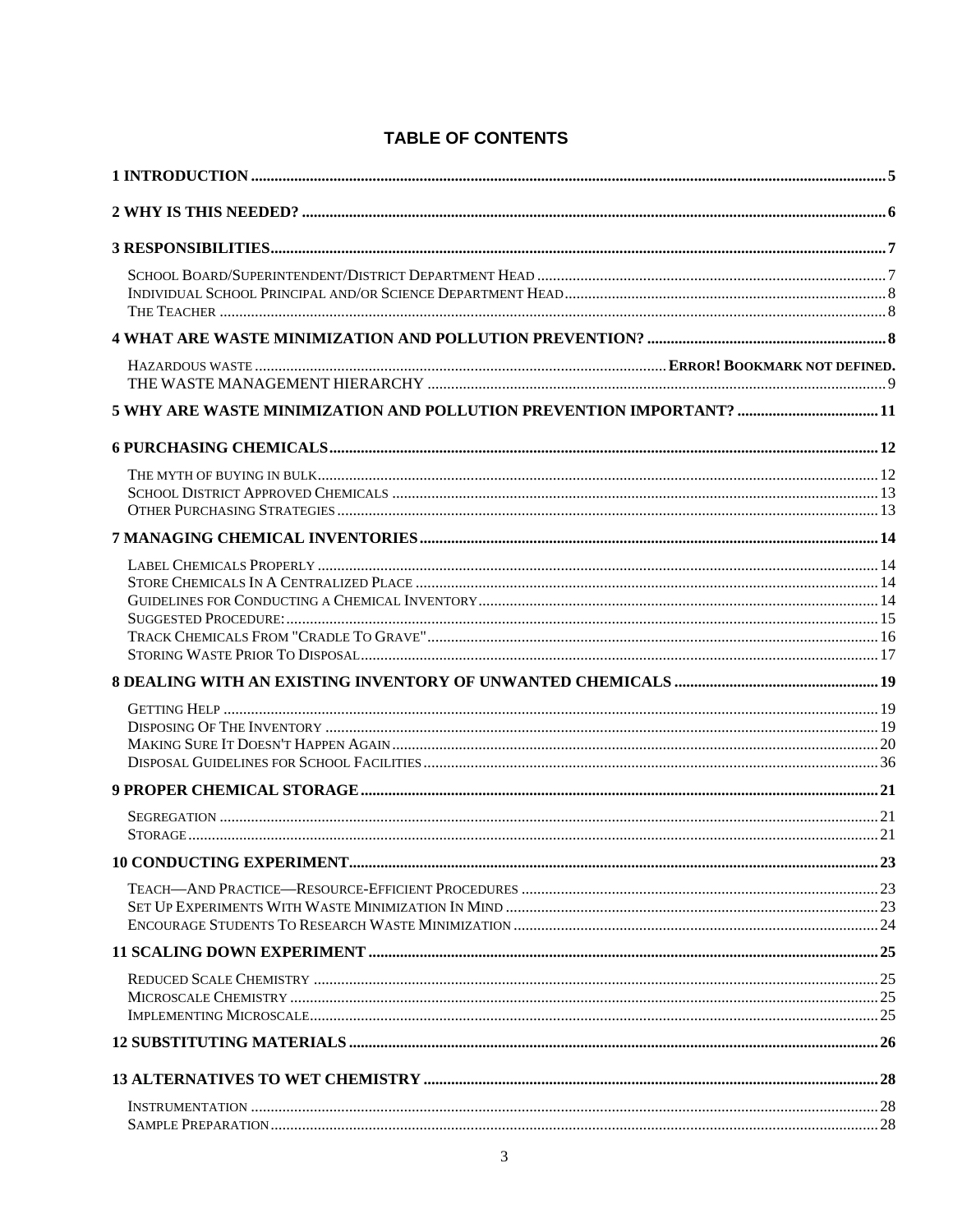**TABLE OF CONTENTS**

**1 INTRODUCTION** ..... 5

**2 WHY IS THIS NEEDED?** ..... 6

**3 RESPONSIBILITIES** ..... 7

- School Board/Superintendent/District Department Head ..... 7
- Individual School Principal and/or Science Department Head ..... 8
- The Teacher ..... 8

**4 WHAT ARE WASTE MINIMIZATION AND POLLUTION PREVENTION?** ..... 8

- Hazardous waste ..... **Error! Bookmark not defined.**
- THE WASTE MANAGEMENT HIERARCHY ..... 9

**5 WHY ARE WASTE MINIMIZATION AND POLLUTION PREVENTION IMPORTANT?** ..... 11

**6 PURCHASING CHEMICALS** ..... 12

- The myth of buying in bulk ..... 12
- School District Approved Chemicals ..... 13
- Other Purchasing Strategies ..... 13

**7 MANAGING CHEMICAL INVENTORIES** ..... 14

- Label Chemicals Properly ..... 14
- Store Chemicals In A Centralized Place ..... 14
- Guidelines for Conducting a Chemical Inventory ..... 14
- Suggested Procedure: ..... 15
- Track Chemicals From "Cradle To Grave" ..... 16
- Storing Waste Prior To Disposal ..... 17

**8 DEALING WITH AN EXISTING INVENTORY OF UNWANTED CHEMICALS** ..... 19

- Getting Help ..... 19
- Disposing Of The Inventory ..... 19
- Making Sure It Doesn't Happen Again ..... 20
- Disposal Guidelines for School Facilities ..... 36

**9 PROPER CHEMICAL STORAGE** ..... 21

- Segregation ..... 21
- Storage ..... 21

**10 CONDUCTING EXPERIMENT** ..... 23

- Teach—And Practice—Resource-Efficient Procedures ..... 23
- Set Up Experiments With Waste Minimization In Mind ..... 23
- Encourage Students To Research Waste Minimization ..... 24

**11 SCALING DOWN EXPERIMENT** ..... 25

- Reduced Scale Chemistry ..... 25
- Microscale Chemistry ..... 25
- Implementing Microscale ..... 25

**12 SUBSTITUTING MATERIALS** ..... 26

**13 ALTERNATIVES TO WET CHEMISTRY** ..... 28

- Instrumentation ..... 28
- Sample Preparation ..... 28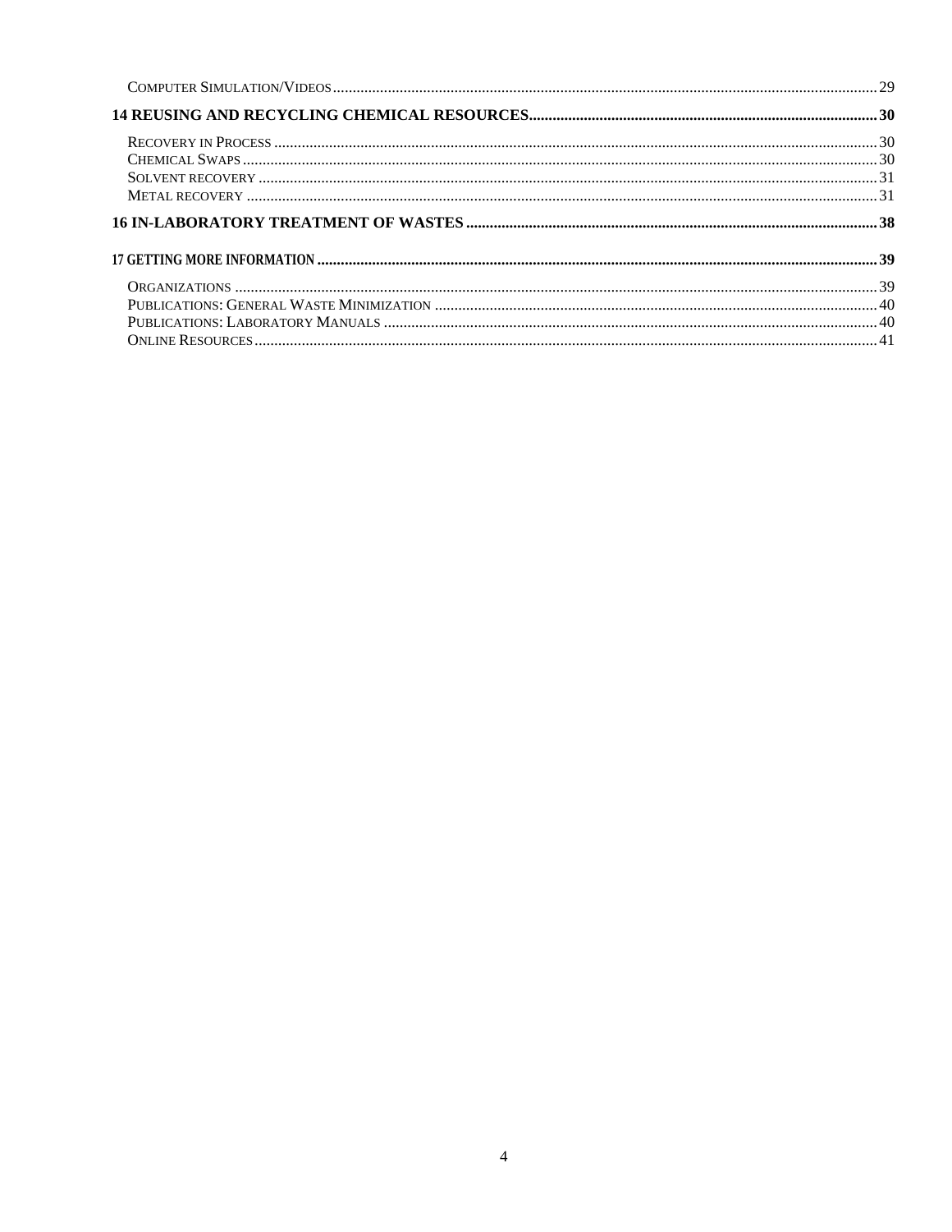COMPUTER SIMULATION/VIDEOS .......... 29

**14 REUSING AND RECYCLING CHEMICAL RESOURCES .......... 30**

RECOVERY IN PROCESS .......... 30
CHEMICAL SWAPS .......... 30
SOLVENT RECOVERY .......... 31
METAL RECOVERY .......... 31

**16 IN-LABORATORY TREATMENT OF WASTES .......... 38**

**17 GETTING MORE INFORMATION .......... 39**

ORGANIZATIONS .......... 39
PUBLICATIONS: GENERAL WASTE MINIMIZATION .......... 40
PUBLICATIONS: LABORATORY MANUALS .......... 40
ONLINE RESOURCES .......... 41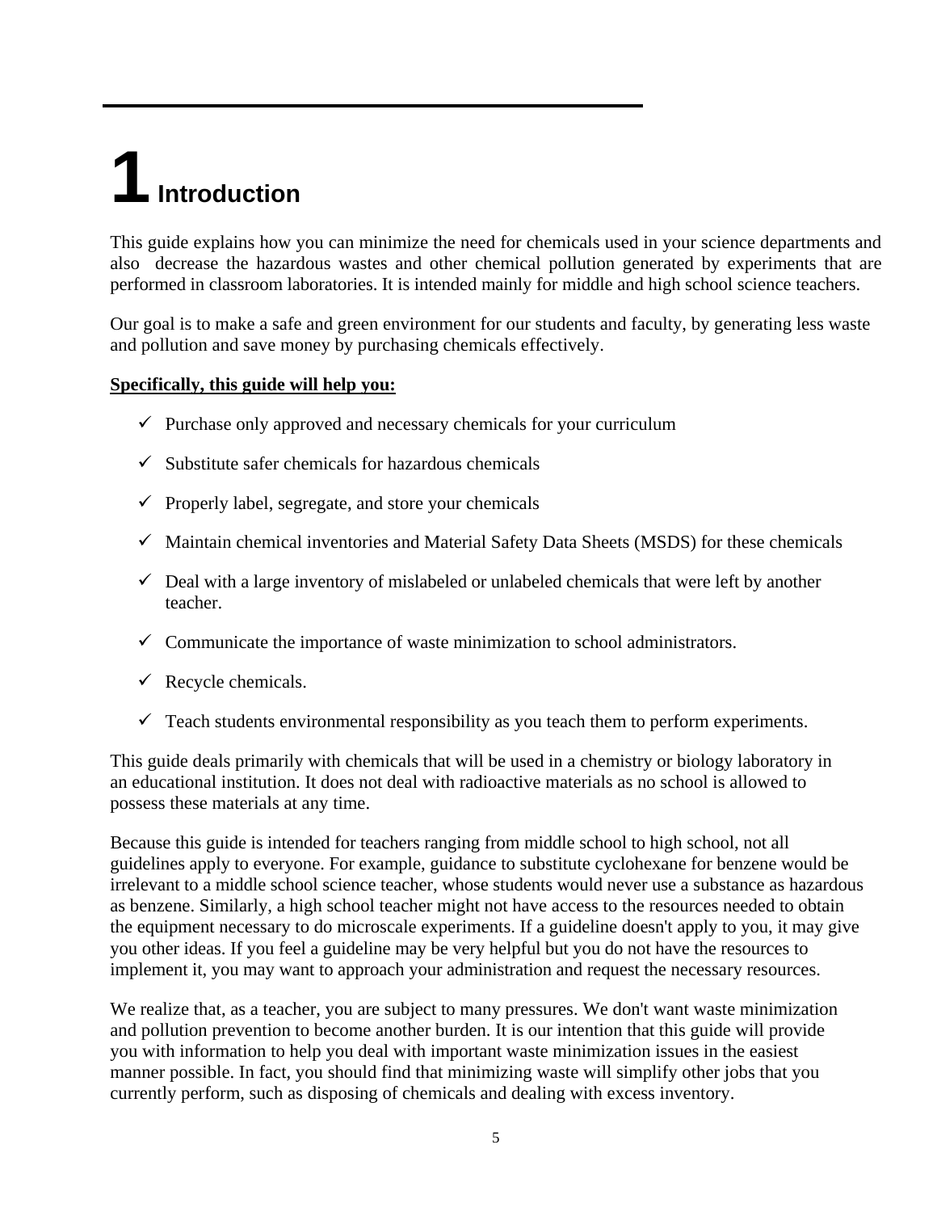# 1 Introduction

This guide explains how you can minimize the need for chemicals used in your science departments and also decrease the hazardous wastes and other chemical pollution generated by experiments that are performed in classroom laboratories. It is intended mainly for middle and high school science teachers.

Our goal is to make a safe and green environment for our students and faculty, by generating less waste and pollution and save money by purchasing chemicals effectively.

**Specifically, this guide will help you:**

- ✓ Purchase only approved and necessary chemicals for your curriculum
- ✓ Substitute safer chemicals for hazardous chemicals
- ✓ Properly label, segregate, and store your chemicals
- ✓ Maintain chemical inventories and Material Safety Data Sheets (MSDS) for these chemicals
- ✓ Deal with a large inventory of mislabeled or unlabeled chemicals that were left by another teacher.
- ✓ Communicate the importance of waste minimization to school administrators.
- ✓ Recycle chemicals.
- ✓ Teach students environmental responsibility as you teach them to perform experiments.

This guide deals primarily with chemicals that will be used in a chemistry or biology laboratory in an educational institution. It does not deal with radioactive materials as no school is allowed to possess these materials at any time.

Because this guide is intended for teachers ranging from middle school to high school, not all guidelines apply to everyone. For example, guidance to substitute cyclohexane for benzene would be irrelevant to a middle school science teacher, whose students would never use a substance as hazardous as benzene. Similarly, a high school teacher might not have access to the resources needed to obtain the equipment necessary to do microscale experiments. If a guideline doesn't apply to you, it may give you other ideas. If you feel a guideline may be very helpful but you do not have the resources to implement it, you may want to approach your administration and request the necessary resources.

We realize that, as a teacher, you are subject to many pressures. We don't want waste minimization and pollution prevention to become another burden. It is our intention that this guide will provide you with information to help you deal with important waste minimization issues in the easiest manner possible. In fact, you should find that minimizing waste will simplify other jobs that you currently perform, such as disposing of chemicals and dealing with excess inventory.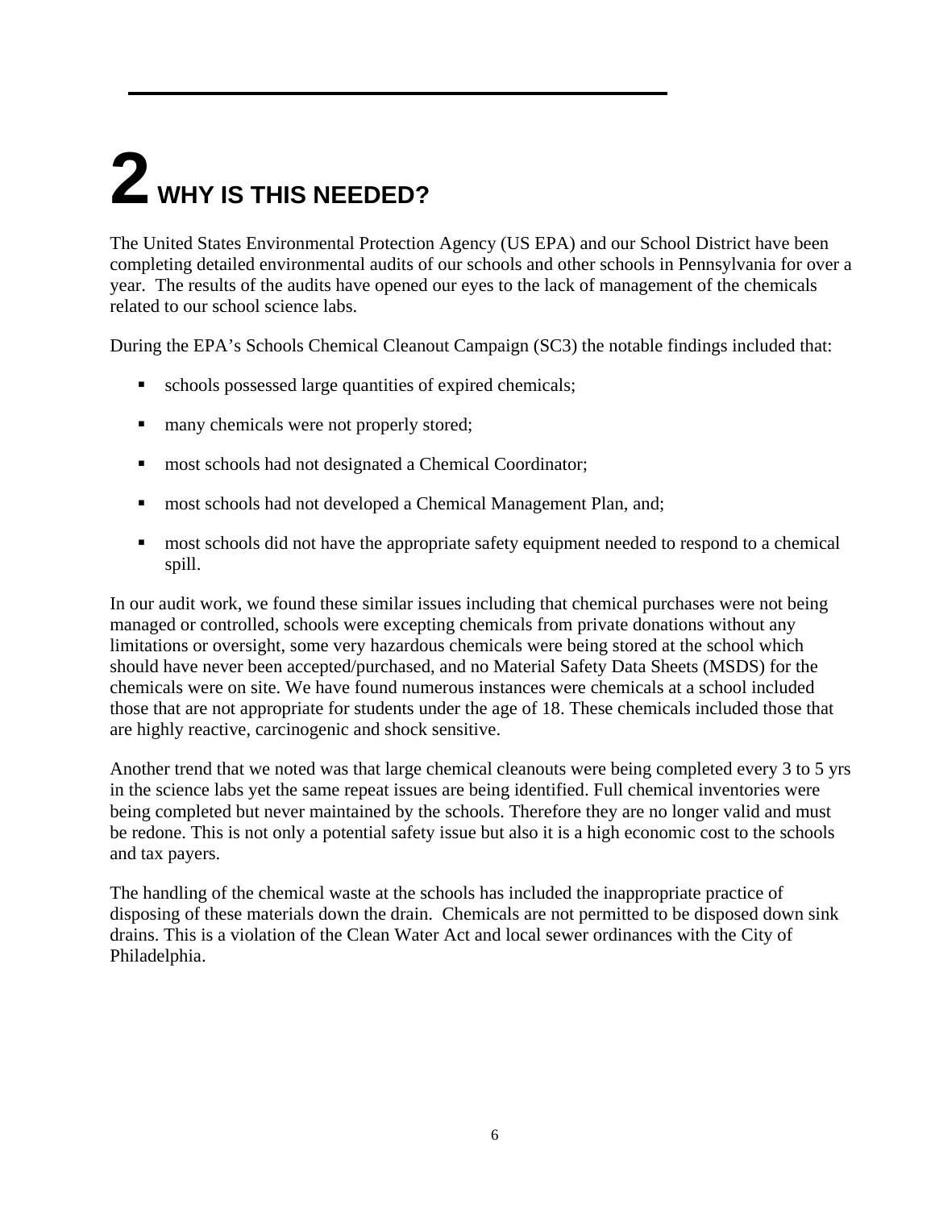# 2 WHY IS THIS NEEDED?

The United States Environmental Protection Agency (US EPA) and our School District have been completing detailed environmental audits of our schools and other schools in Pennsylvania for over a year. The results of the audits have opened our eyes to the lack of management of the chemicals related to our school science labs.

During the EPA's Schools Chemical Cleanout Campaign (SC3) the notable findings included that:

- schools possessed large quantities of expired chemicals;
- many chemicals were not properly stored;
- most schools had not designated a Chemical Coordinator;
- most schools had not developed a Chemical Management Plan, and;
- most schools did not have the appropriate safety equipment needed to respond to a chemical spill.

In our audit work, we found these similar issues including that chemical purchases were not being managed or controlled, schools were excepting chemicals from private donations without any limitations or oversight, some very hazardous chemicals were being stored at the school which should have never been accepted/purchased, and no Material Safety Data Sheets (MSDS) for the chemicals were on site. We have found numerous instances were chemicals at a school included those that are not appropriate for students under the age of 18. These chemicals included those that are highly reactive, carcinogenic and shock sensitive.

Another trend that we noted was that large chemical cleanouts were being completed every 3 to 5 yrs in the science labs yet the same repeat issues are being identified. Full chemical inventories were being completed but never maintained by the schools. Therefore they are no longer valid and must be redone. This is not only a potential safety issue but also it is a high economic cost to the schools and tax payers.

The handling of the chemical waste at the schools has included the inappropriate practice of disposing of these materials down the drain. Chemicals are not permitted to be disposed down sink drains. This is a violation of the Clean Water Act and local sewer ordinances with the City of Philadelphia.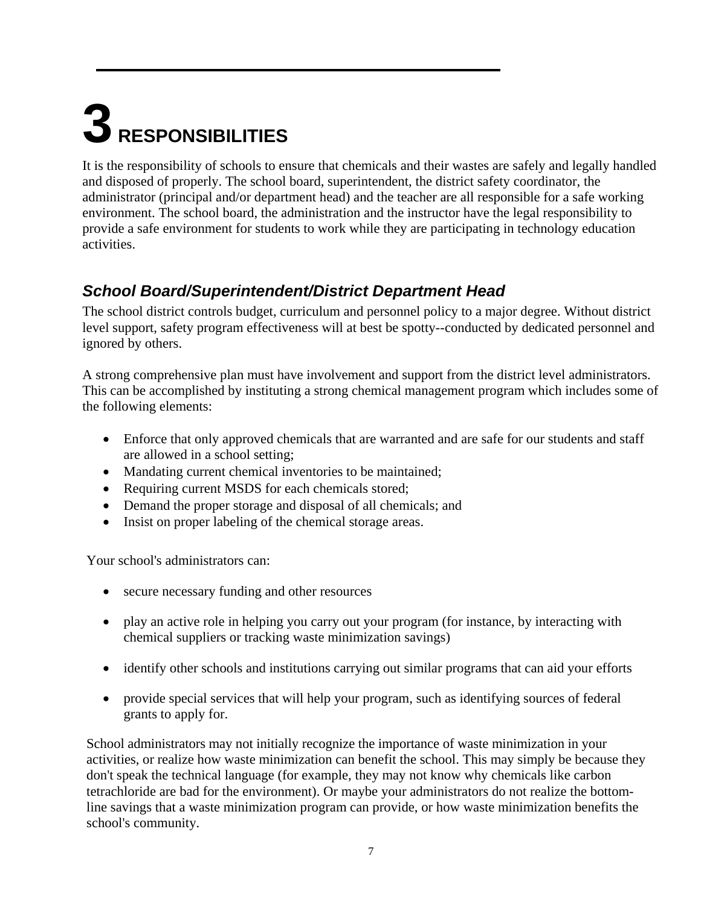# 3 RESPONSIBILITIES

It is the responsibility of schools to ensure that chemicals and their wastes are safely and legally handled and disposed of properly. The school board, superintendent, the district safety coordinator, the administrator (principal and/or department head) and the teacher are all responsible for a safe working environment. The school board, the administration and the instructor have the legal responsibility to provide a safe environment for students to work while they are participating in technology education activities.

## *School Board/Superintendent/District Department Head*

The school district controls budget, curriculum and personnel policy to a major degree. Without district level support, safety program effectiveness will at best be spotty--conducted by dedicated personnel and ignored by others.

A strong comprehensive plan must have involvement and support from the district level administrators. This can be accomplished by instituting a strong chemical management program which includes some of the following elements:

- Enforce that only approved chemicals that are warranted and are safe for our students and staff are allowed in a school setting;
- Mandating current chemical inventories to be maintained;
- Requiring current MSDS for each chemicals stored;
- Demand the proper storage and disposal of all chemicals; and
- Insist on proper labeling of the chemical storage areas.

Your school's administrators can:

- secure necessary funding and other resources
- play an active role in helping you carry out your program (for instance, by interacting with chemical suppliers or tracking waste minimization savings)
- identify other schools and institutions carrying out similar programs that can aid your efforts
- provide special services that will help your program, such as identifying sources of federal grants to apply for.

School administrators may not initially recognize the importance of waste minimization in your activities, or realize how waste minimization can benefit the school. This may simply be because they don't speak the technical language (for example, they may not know why chemicals like carbon tetrachloride are bad for the environment). Or maybe your administrators do not realize the bottom-line savings that a waste minimization program can provide, or how waste minimization benefits the school's community.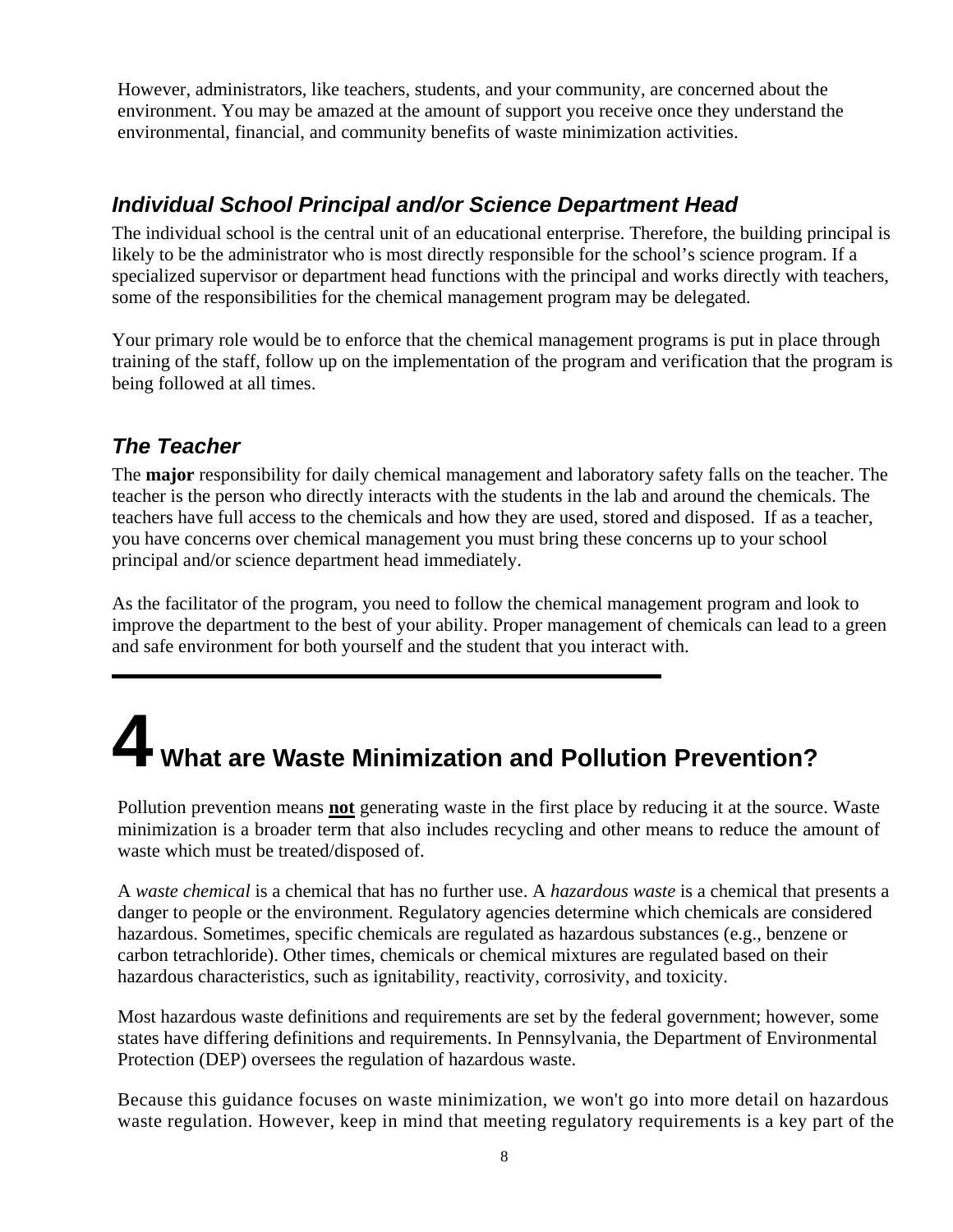However, administrators, like teachers, students, and your community, are concerned about the environment. You may be amazed at the amount of support you receive once they understand the environmental, financial, and community benefits of waste minimization activities.

### *Individual School Principal and/or Science Department Head*

The individual school is the central unit of an educational enterprise. Therefore, the building principal is likely to be the administrator who is most directly responsible for the school's science program. If a specialized supervisor or department head functions with the principal and works directly with teachers, some of the responsibilities for the chemical management program may be delegated.

Your primary role would be to enforce that the chemical management programs is put in place through training of the staff, follow up on the implementation of the program and verification that the program is being followed at all times.

### *The Teacher*

The **major** responsibility for daily chemical management and laboratory safety falls on the teacher. The teacher is the person who directly interacts with the students in the lab and around the chemicals. The teachers have full access to the chemicals and how they are used, stored and disposed. If as a teacher, you have concerns over chemical management you must bring these concerns up to your school principal and/or science department head immediately.

As the facilitator of the program, you need to follow the chemical management program and look to improve the department to the best of your ability. Proper management of chemicals can lead to a green and safe environment for both yourself and the student that you interact with.

---

# 4 What are Waste Minimization and Pollution Prevention?

Pollution prevention means **not** generating waste in the first place by reducing it at the source. Waste minimization is a broader term that also includes recycling and other means to reduce the amount of waste which must be treated/disposed of.

A *waste chemical* is a chemical that has no further use. A *hazardous waste* is a chemical that presents a danger to people or the environment. Regulatory agencies determine which chemicals are considered hazardous. Sometimes, specific chemicals are regulated as hazardous substances (e.g., benzene or carbon tetrachloride). Other times, chemicals or chemical mixtures are regulated based on their hazardous characteristics, such as ignitability, reactivity, corrosivity, and toxicity.

Most hazardous waste definitions and requirements are set by the federal government; however, some states have differing definitions and requirements. In Pennsylvania, the Department of Environmental Protection (DEP) oversees the regulation of hazardous waste.

Because this guidance focuses on waste minimization, we won't go into more detail on hazardous waste regulation. However, keep in mind that meeting regulatory requirements is a key part of the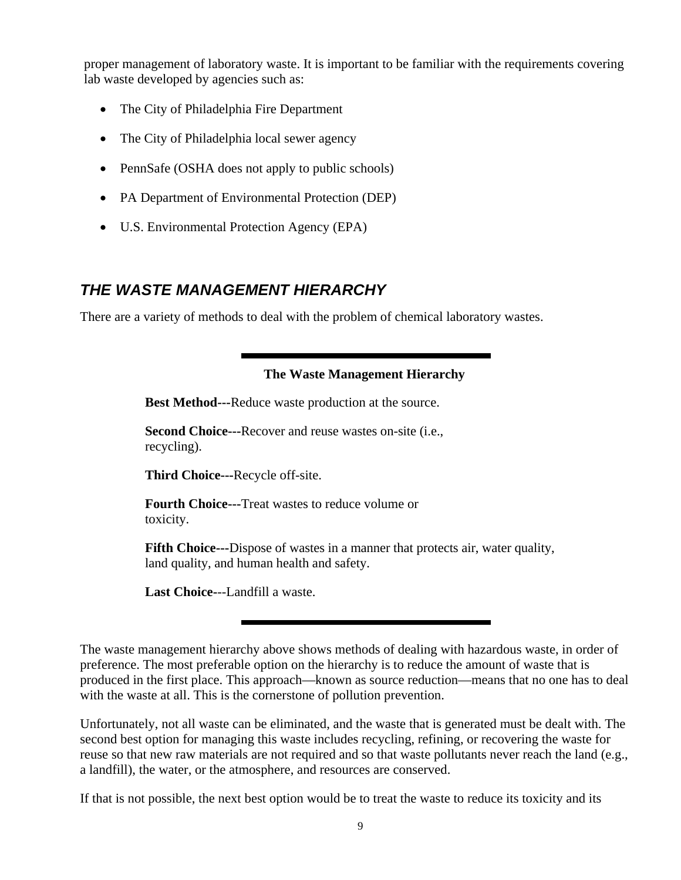proper management of laboratory waste. It is important to be familiar with the requirements covering lab waste developed by agencies such as:

- The City of Philadelphia Fire Department
- The City of Philadelphia local sewer agency
- PennSafe (OSHA does not apply to public schools)
- PA Department of Environmental Protection (DEP)
- U.S. Environmental Protection Agency (EPA)

## *THE WASTE MANAGEMENT HIERARCHY*

There are a variety of methods to deal with the problem of chemical laboratory wastes.

---

**The Waste Management Hierarchy**

**Best Method---**Reduce waste production at the source.

**Second Choice---**Recover and reuse wastes on-site (i.e., recycling).

**Third Choice---**Recycle off-site.

**Fourth Choice---**Treat wastes to reduce volume or toxicity.

**Fifth Choice---**Dispose of wastes in a manner that protects air, water quality, land quality, and human health and safety.

**Last Choice**---Landfill a waste.

---

The waste management hierarchy above shows methods of dealing with hazardous waste, in order of preference. The most preferable option on the hierarchy is to reduce the amount of waste that is produced in the first place. This approach—known as source reduction—means that no one has to deal with the waste at all. This is the cornerstone of pollution prevention.

Unfortunately, not all waste can be eliminated, and the waste that is generated must be dealt with. The second best option for managing this waste includes recycling, refining, or recovering the waste for reuse so that new raw materials are not required and so that waste pollutants never reach the land (e.g., a landfill), the water, or the atmosphere, and resources are conserved.

If that is not possible, the next best option would be to treat the waste to reduce its toxicity and its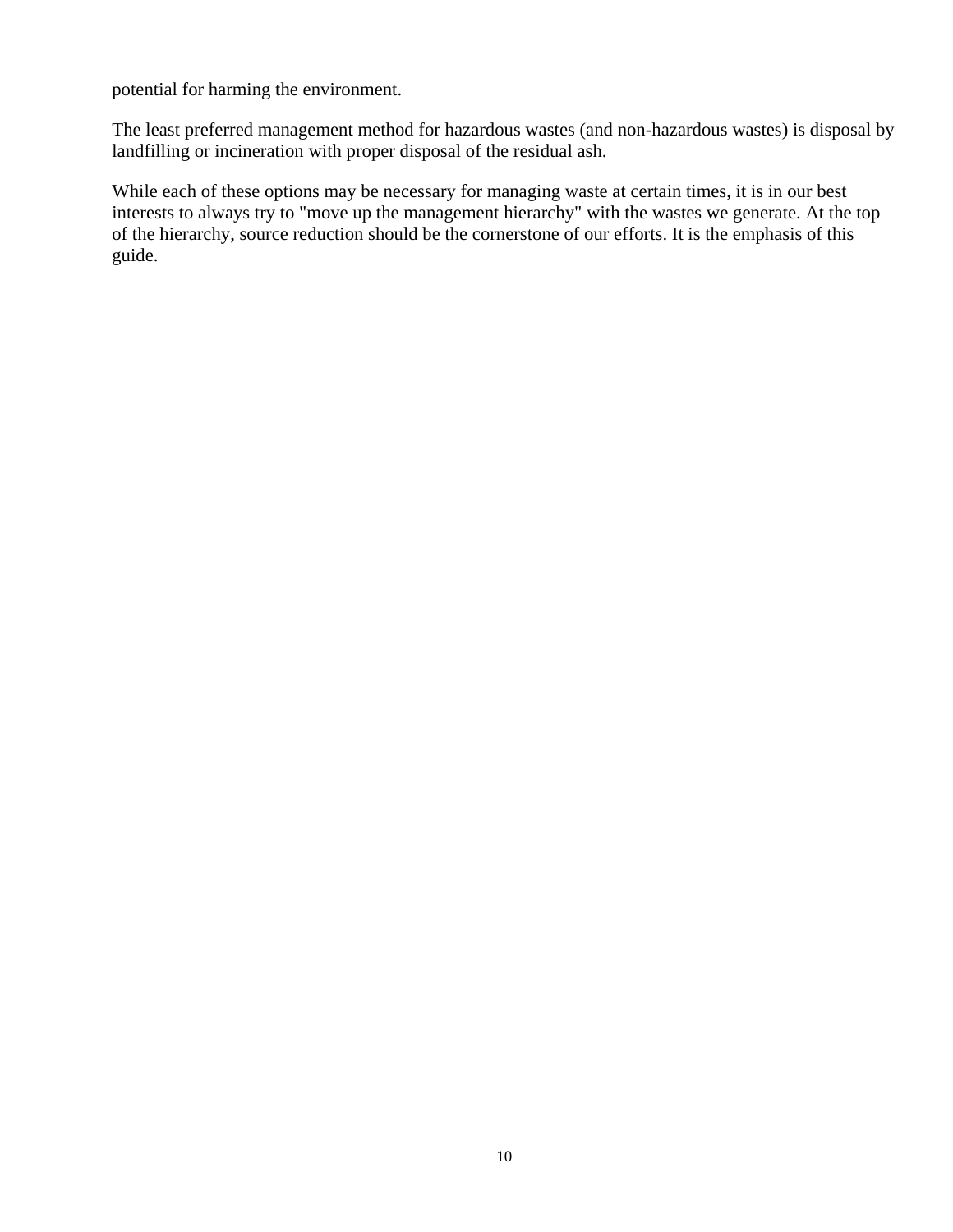potential for harming the environment.

The least preferred management method for hazardous wastes (and non-hazardous wastes) is disposal by landfilling or incineration with proper disposal of the residual ash.

While each of these options may be necessary for managing waste at certain times, it is in our best interests to always try to "move up the management hierarchy" with the wastes we generate. At the top of the hierarchy, source reduction should be the cornerstone of our efforts. It is the emphasis of this guide.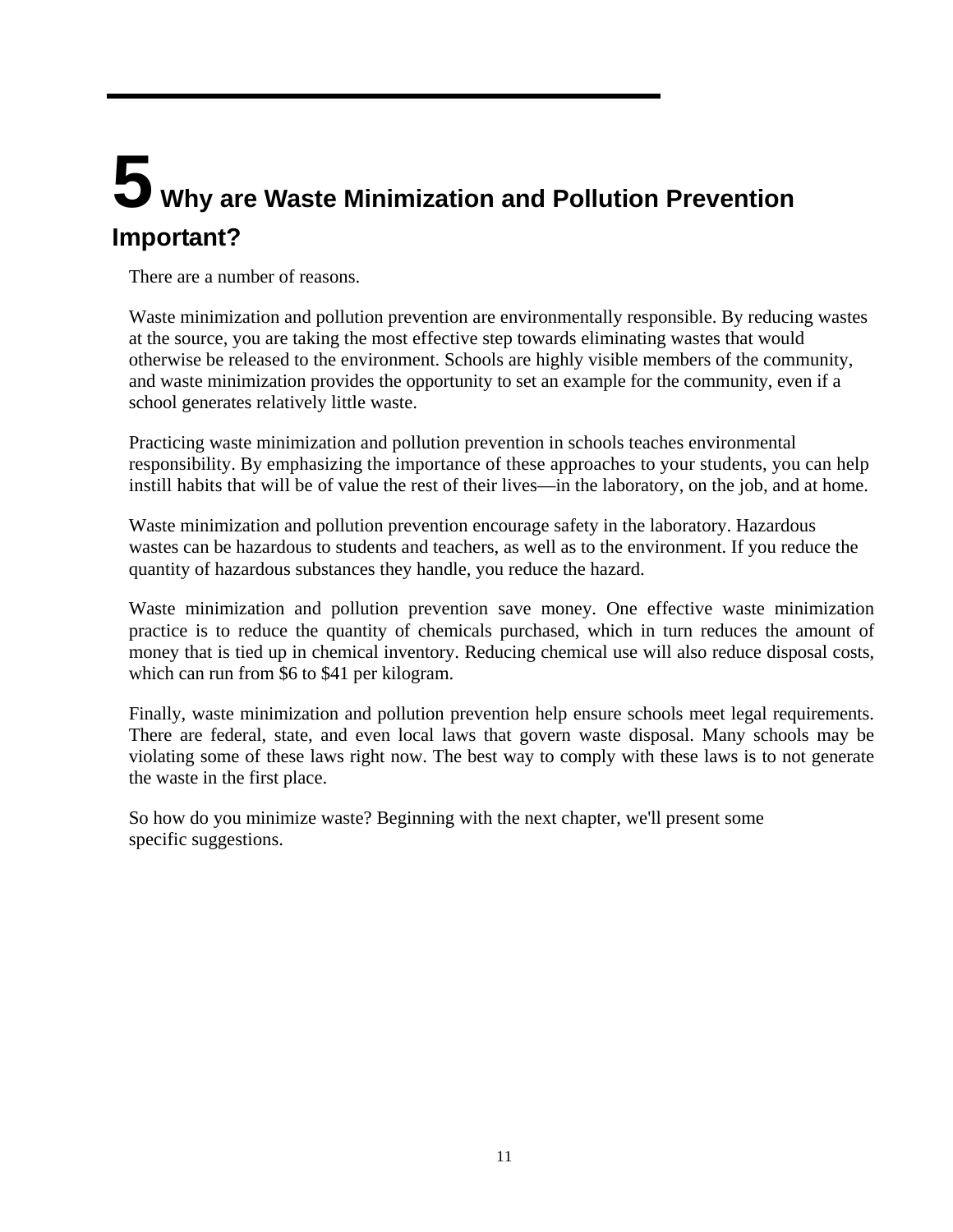# 5 Why are Waste Minimization and Pollution Prevention Important?

There are a number of reasons.

Waste minimization and pollution prevention are environmentally responsible. By reducing wastes at the source, you are taking the most effective step towards eliminating wastes that would otherwise be released to the environment. Schools are highly visible members of the community, and waste minimization provides the opportunity to set an example for the community, even if a school generates relatively little waste.

Practicing waste minimization and pollution prevention in schools teaches environmental responsibility. By emphasizing the importance of these approaches to your students, you can help instill habits that will be of value the rest of their lives—in the laboratory, on the job, and at home.

Waste minimization and pollution prevention encourage safety in the laboratory. Hazardous wastes can be hazardous to students and teachers, as well as to the environment. If you reduce the quantity of hazardous substances they handle, you reduce the hazard.

Waste minimization and pollution prevention save money. One effective waste minimization practice is to reduce the quantity of chemicals purchased, which in turn reduces the amount of money that is tied up in chemical inventory. Reducing chemical use will also reduce disposal costs, which can run from $6 to $41 per kilogram.

Finally, waste minimization and pollution prevention help ensure schools meet legal requirements. There are federal, state, and even local laws that govern waste disposal. Many schools may be violating some of these laws right now. The best way to comply with these laws is to not generate the waste in the first place.

So how do you minimize waste? Beginning with the next chapter, we'll present some specific suggestions.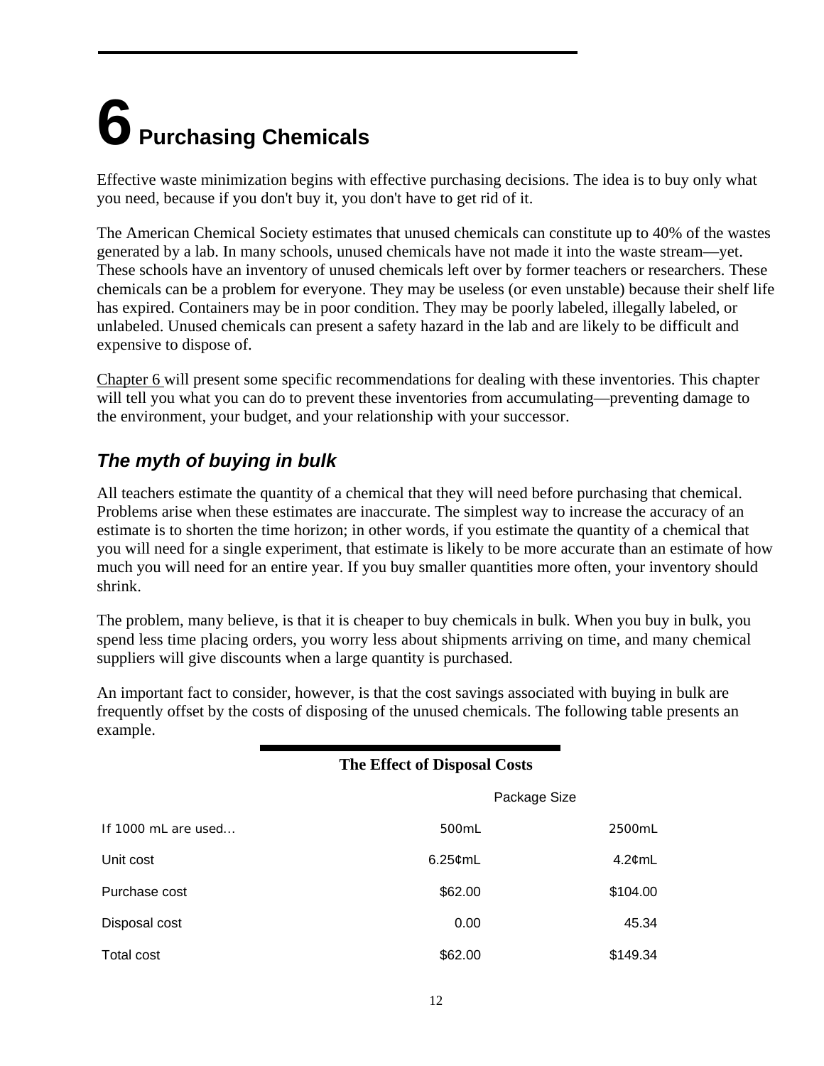# 6 Purchasing Chemicals

Effective waste minimization begins with effective purchasing decisions. The idea is to buy only what you need, because if you don't buy it, you don't have to get rid of it.

The American Chemical Society estimates that unused chemicals can constitute up to 40% of the wastes generated by a lab. In many schools, unused chemicals have not made it into the waste stream—yet. These schools have an inventory of unused chemicals left over by former teachers or researchers. These chemicals can be a problem for everyone. They may be useless (or even unstable) because their shelf life has expired. Containers may be in poor condition. They may be poorly labeled, illegally labeled, or unlabeled. Unused chemicals can present a safety hazard in the lab and are likely to be difficult and expensive to dispose of.

Chapter 6 will present some specific recommendations for dealing with these inventories. This chapter will tell you what you can do to prevent these inventories from accumulating—preventing damage to the environment, your budget, and your relationship with your successor.

## *The myth of buying in bulk*

All teachers estimate the quantity of a chemical that they will need before purchasing that chemical. Problems arise when these estimates are inaccurate. The simplest way to increase the accuracy of an estimate is to shorten the time horizon; in other words, if you estimate the quantity of a chemical that you will need for a single experiment, that estimate is likely to be more accurate than an estimate of how much you will need for an entire year. If you buy smaller quantities more often, your inventory should shrink.

The problem, many believe, is that it is cheaper to buy chemicals in bulk. When you buy in bulk, you spend less time placing orders, you worry less about shipments arriving on time, and many chemical suppliers will give discounts when a large quantity is purchased.

An important fact to consider, however, is that the cost savings associated with buying in bulk are frequently offset by the costs of disposing of the unused chemicals. The following table presents an example.

**The Effect of Disposal Costs**

| | Package Size | |
|---|---|---|
| If 1000 mL are used... | 500mL | 2500mL |
| Unit cost | 6.25¢mL | 4.2¢mL |
| Purchase cost | $62.00 | $104.00 |
| Disposal cost | 0.00 | 45.34 |
| Total cost | $62.00 | $149.34 |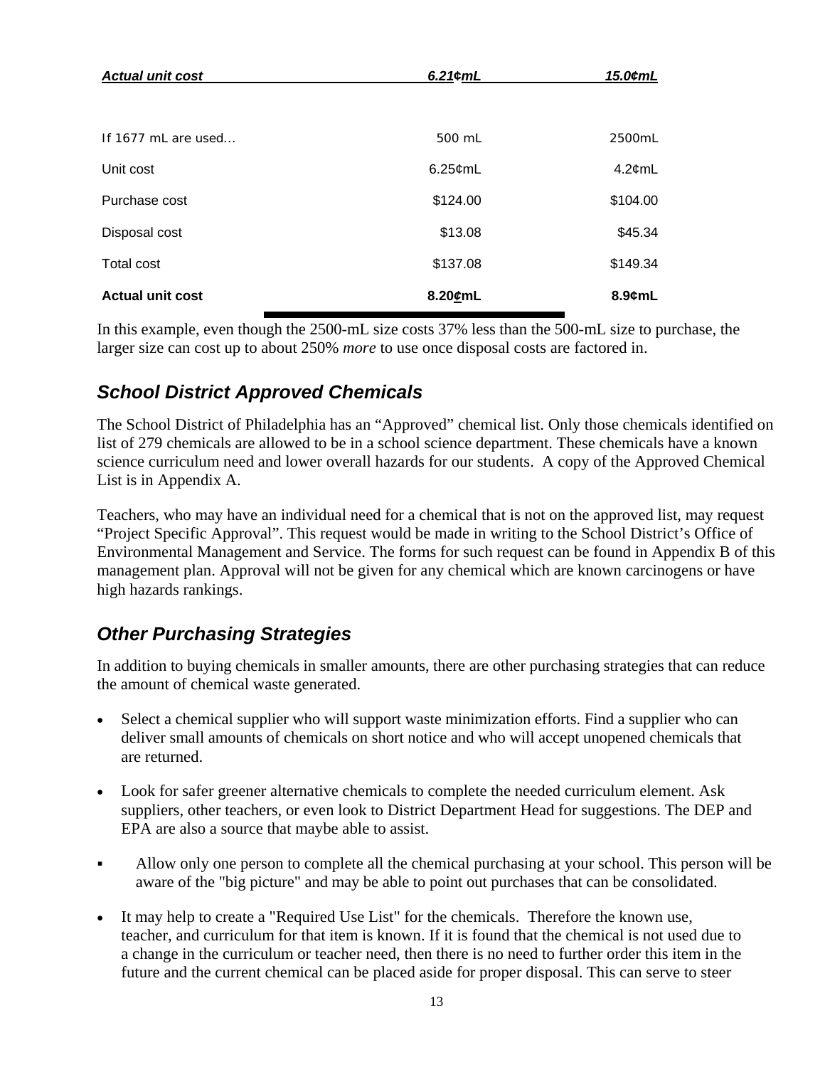| *Actual unit cost* | *6.21¢mL* | *15.0¢mL* |
|---|---|---|
| | | |
| If 1677 mL are used... | 500 mL | 2500mL |
| Unit cost | 6.25¢mL | 4.2¢mL |
| Purchase cost | $124.00 | $104.00 |
| Disposal cost | $13.08 | $45.34 |
| Total cost | $137.08 | $149.34 |
| **Actual unit cost** | **8.20¢mL** | **8.9¢mL** |

In this example, even though the 2500-mL size costs 37% less than the 500-mL size to purchase, the larger size can cost up to about 250% *more* to use once disposal costs are factored in.

## *School District Approved Chemicals*

The School District of Philadelphia has an "Approved" chemical list. Only those chemicals identified on list of 279 chemicals are allowed to be in a school science department. These chemicals have a known science curriculum need and lower overall hazards for our students. A copy of the Approved Chemical List is in Appendix A.

Teachers, who may have an individual need for a chemical that is not on the approved list, may request "Project Specific Approval". This request would be made in writing to the School District's Office of Environmental Management and Service. The forms for such request can be found in Appendix B of this management plan. Approval will not be given for any chemical which are known carcinogens or have high hazards rankings.

## *Other Purchasing Strategies*

In addition to buying chemicals in smaller amounts, there are other purchasing strategies that can reduce the amount of chemical waste generated.

- Select a chemical supplier who will support waste minimization efforts. Find a supplier who can deliver small amounts of chemicals on short notice and who will accept unopened chemicals that are returned.

- Look for safer greener alternative chemicals to complete the needed curriculum element. Ask suppliers, other teachers, or even look to District Department Head for suggestions. The DEP and EPA are also a source that maybe able to assist.

- Allow only one person to complete all the chemical purchasing at your school. This person will be aware of the "big picture" and may be able to point out purchases that can be consolidated.

- It may help to create a "Required Use List" for the chemicals. Therefore the known use, teacher, and curriculum for that item is known. If it is found that the chemical is not used due to a change in the curriculum or teacher need, then there is no need to further order this item in the future and the current chemical can be placed aside for proper disposal. This can serve to steer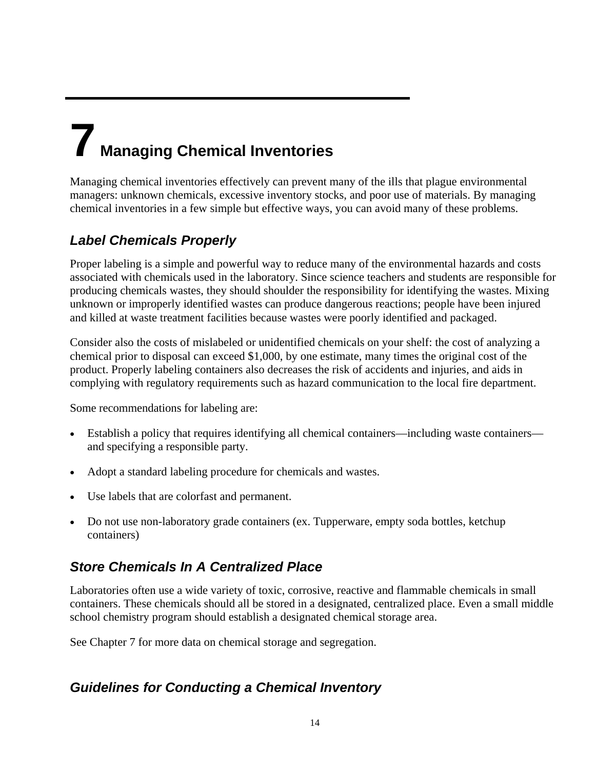# 7 Managing Chemical Inventories

Managing chemical inventories effectively can prevent many of the ills that plague environmental managers: unknown chemicals, excessive inventory stocks, and poor use of materials. By managing chemical inventories in a few simple but effective ways, you can avoid many of these problems.

## *Label Chemicals Properly*

Proper labeling is a simple and powerful way to reduce many of the environmental hazards and costs associated with chemicals used in the laboratory. Since science teachers and students are responsible for producing chemicals wastes, they should shoulder the responsibility for identifying the wastes. Mixing unknown or improperly identified wastes can produce dangerous reactions; people have been injured and killed at waste treatment facilities because wastes were poorly identified and packaged.

Consider also the costs of mislabeled or unidentified chemicals on your shelf: the cost of analyzing a chemical prior to disposal can exceed $1,000, by one estimate, many times the original cost of the product. Properly labeling containers also decreases the risk of accidents and injuries, and aids in complying with regulatory requirements such as hazard communication to the local fire department.

Some recommendations for labeling are:

- Establish a policy that requires identifying all chemical containers—including waste containers—and specifying a responsible party.
- Adopt a standard labeling procedure for chemicals and wastes.
- Use labels that are colorfast and permanent.
- Do not use non-laboratory grade containers (ex. Tupperware, empty soda bottles, ketchup containers)

## *Store Chemicals In A Centralized Place*

Laboratories often use a wide variety of toxic, corrosive, reactive and flammable chemicals in small containers. These chemicals should all be stored in a designated, centralized place. Even a small middle school chemistry program should establish a designated chemical storage area.

See Chapter 7 for more data on chemical storage and segregation.

## *Guidelines for Conducting a Chemical Inventory*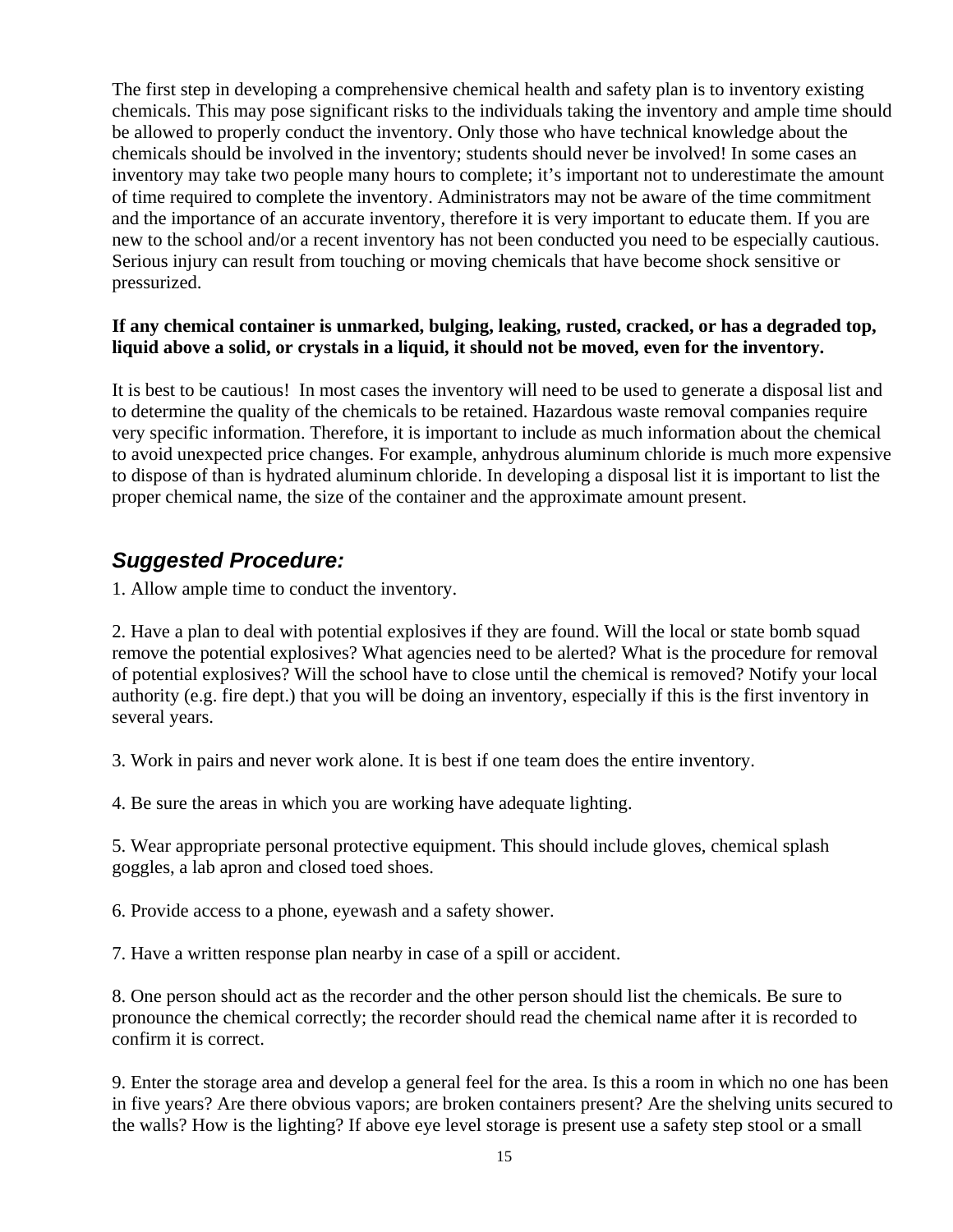The first step in developing a comprehensive chemical health and safety plan is to inventory existing chemicals. This may pose significant risks to the individuals taking the inventory and ample time should be allowed to properly conduct the inventory. Only those who have technical knowledge about the chemicals should be involved in the inventory; students should never be involved! In some cases an inventory may take two people many hours to complete; it's important not to underestimate the amount of time required to complete the inventory. Administrators may not be aware of the time commitment and the importance of an accurate inventory, therefore it is very important to educate them. If you are new to the school and/or a recent inventory has not been conducted you need to be especially cautious. Serious injury can result from touching or moving chemicals that have become shock sensitive or pressurized.

**If any chemical container is unmarked, bulging, leaking, rusted, cracked, or has a degraded top, liquid above a solid, or crystals in a liquid, it should not be moved, even for the inventory.**

It is best to be cautious! In most cases the inventory will need to be used to generate a disposal list and to determine the quality of the chemicals to be retained. Hazardous waste removal companies require very specific information. Therefore, it is important to include as much information about the chemical to avoid unexpected price changes. For example, anhydrous aluminum chloride is much more expensive to dispose of than is hydrated aluminum chloride. In developing a disposal list it is important to list the proper chemical name, the size of the container and the approximate amount present.

## *Suggested Procedure:*

1. Allow ample time to conduct the inventory.

2. Have a plan to deal with potential explosives if they are found. Will the local or state bomb squad remove the potential explosives? What agencies need to be alerted? What is the procedure for removal of potential explosives? Will the school have to close until the chemical is removed? Notify your local authority (e.g. fire dept.) that you will be doing an inventory, especially if this is the first inventory in several years.

3. Work in pairs and never work alone. It is best if one team does the entire inventory.

4. Be sure the areas in which you are working have adequate lighting.

5. Wear appropriate personal protective equipment. This should include gloves, chemical splash goggles, a lab apron and closed toed shoes.

6. Provide access to a phone, eyewash and a safety shower.

7. Have a written response plan nearby in case of a spill or accident.

8. One person should act as the recorder and the other person should list the chemicals. Be sure to pronounce the chemical correctly; the recorder should read the chemical name after it is recorded to confirm it is correct.

9. Enter the storage area and develop a general feel for the area. Is this a room in which no one has been in five years? Are there obvious vapors; are broken containers present? Are the shelving units secured to the walls? How is the lighting? If above eye level storage is present use a safety step stool or a small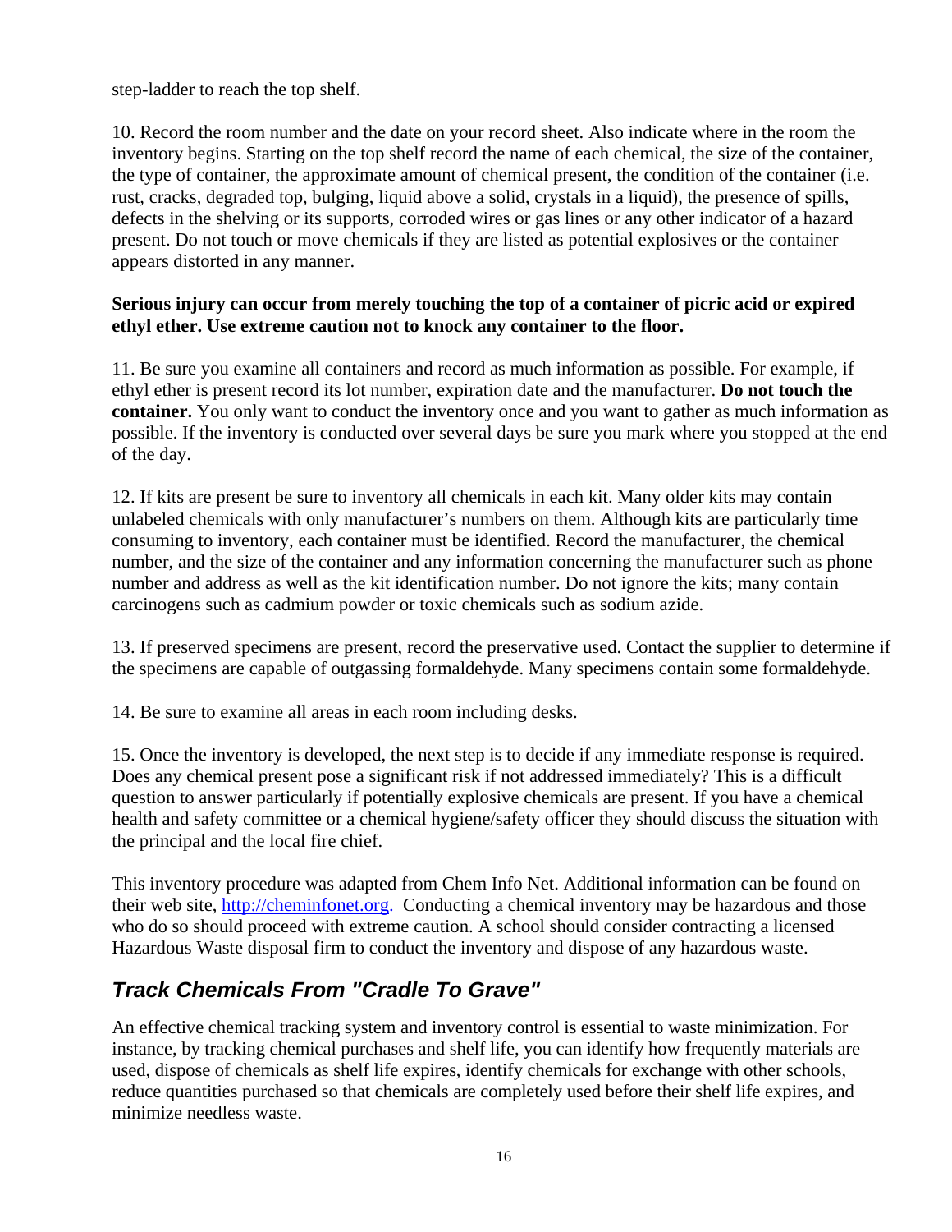step-ladder to reach the top shelf.

10. Record the room number and the date on your record sheet. Also indicate where in the room the inventory begins. Starting on the top shelf record the name of each chemical, the size of the container, the type of container, the approximate amount of chemical present, the condition of the container (i.e. rust, cracks, degraded top, bulging, liquid above a solid, crystals in a liquid), the presence of spills, defects in the shelving or its supports, corroded wires or gas lines or any other indicator of a hazard present. Do not touch or move chemicals if they are listed as potential explosives or the container appears distorted in any manner.

**Serious injury can occur from merely touching the top of a container of picric acid or expired ethyl ether. Use extreme caution not to knock any container to the floor.**

11. Be sure you examine all containers and record as much information as possible. For example, if ethyl ether is present record its lot number, expiration date and the manufacturer. **Do not touch the container.** You only want to conduct the inventory once and you want to gather as much information as possible. If the inventory is conducted over several days be sure you mark where you stopped at the end of the day.

12. If kits are present be sure to inventory all chemicals in each kit. Many older kits may contain unlabeled chemicals with only manufacturer's numbers on them. Although kits are particularly time consuming to inventory, each container must be identified. Record the manufacturer, the chemical number, and the size of the container and any information concerning the manufacturer such as phone number and address as well as the kit identification number. Do not ignore the kits; many contain carcinogens such as cadmium powder or toxic chemicals such as sodium azide.

13. If preserved specimens are present, record the preservative used. Contact the supplier to determine if the specimens are capable of outgassing formaldehyde. Many specimens contain some formaldehyde.

14. Be sure to examine all areas in each room including desks.

15. Once the inventory is developed, the next step is to decide if any immediate response is required. Does any chemical present pose a significant risk if not addressed immediately? This is a difficult question to answer particularly if potentially explosive chemicals are present. If you have a chemical health and safety committee or a chemical hygiene/safety officer they should discuss the situation with the principal and the local fire chief.

This inventory procedure was adapted from Chem Info Net. Additional information can be found on their web site, [http://cheminfonet.org](http://cheminfonet.org). Conducting a chemical inventory may be hazardous and those who do so should proceed with extreme caution. A school should consider contracting a licensed Hazardous Waste disposal firm to conduct the inventory and dispose of any hazardous waste.

## *Track Chemicals From "Cradle To Grave"*

An effective chemical tracking system and inventory control is essential to waste minimization. For instance, by tracking chemical purchases and shelf life, you can identify how frequently materials are used, dispose of chemicals as shelf life expires, identify chemicals for exchange with other schools, reduce quantities purchased so that chemicals are completely used before their shelf life expires, and minimize needless waste.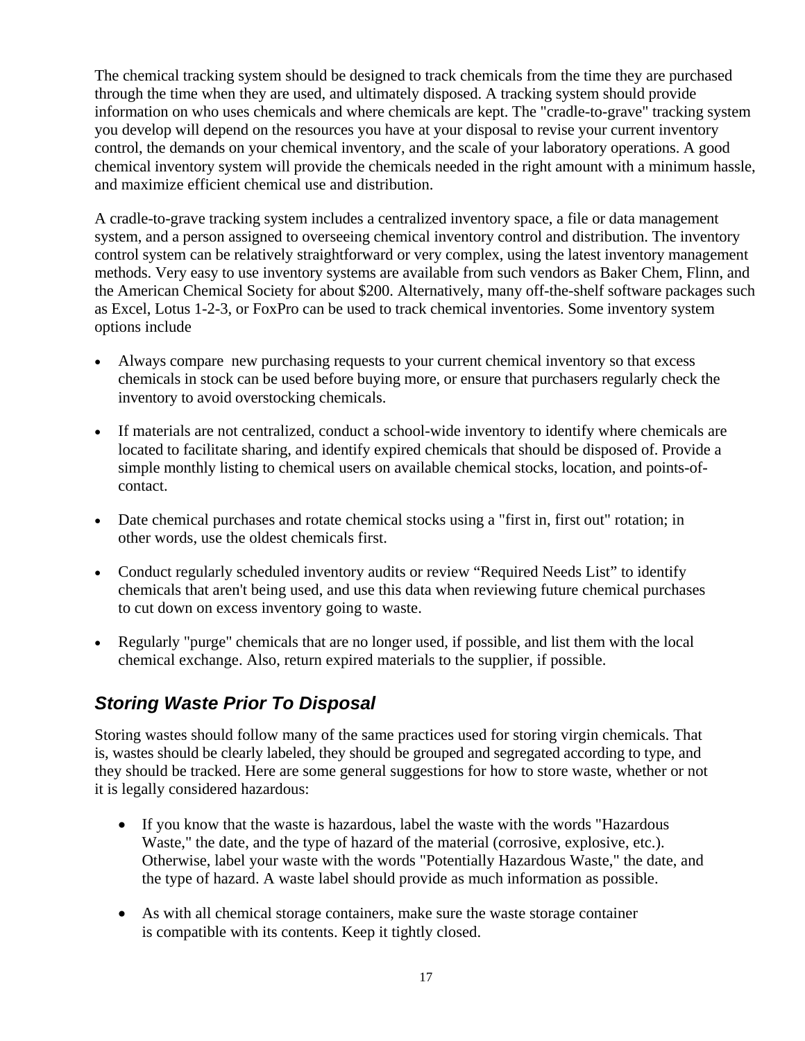The chemical tracking system should be designed to track chemicals from the time they are purchased through the time when they are used, and ultimately disposed. A tracking system should provide information on who uses chemicals and where chemicals are kept. The "cradle-to-grave" tracking system you develop will depend on the resources you have at your disposal to revise your current inventory control, the demands on your chemical inventory, and the scale of your laboratory operations. A good chemical inventory system will provide the chemicals needed in the right amount with a minimum hassle, and maximize efficient chemical use and distribution.

A cradle-to-grave tracking system includes a centralized inventory space, a file or data management system, and a person assigned to overseeing chemical inventory control and distribution. The inventory control system can be relatively straightforward or very complex, using the latest inventory management methods. Very easy to use inventory systems are available from such vendors as Baker Chem, Flinn, and the American Chemical Society for about $200. Alternatively, many off-the-shelf software packages such as Excel, Lotus 1-2-3, or FoxPro can be used to track chemical inventories. Some inventory system options include

- Always compare new purchasing requests to your current chemical inventory so that excess chemicals in stock can be used before buying more, or ensure that purchasers regularly check the inventory to avoid overstocking chemicals.
- If materials are not centralized, conduct a school-wide inventory to identify where chemicals are located to facilitate sharing, and identify expired chemicals that should be disposed of. Provide a simple monthly listing to chemical users on available chemical stocks, location, and points-of-contact.
- Date chemical purchases and rotate chemical stocks using a "first in, first out" rotation; in other words, use the oldest chemicals first.
- Conduct regularly scheduled inventory audits or review “Required Needs List” to identify chemicals that aren't being used, and use this data when reviewing future chemical purchases to cut down on excess inventory going to waste.
- Regularly "purge" chemicals that are no longer used, if possible, and list them with the local chemical exchange. Also, return expired materials to the supplier, if possible.

### *Storing Waste Prior To Disposal*

Storing wastes should follow many of the same practices used for storing virgin chemicals. That is, wastes should be clearly labeled, they should be grouped and segregated according to type, and they should be tracked. Here are some general suggestions for how to store waste, whether or not it is legally considered hazardous:

- If you know that the waste is hazardous, label the waste with the words "Hazardous Waste," the date, and the type of hazard of the material (corrosive, explosive, etc.). Otherwise, label your waste with the words "Potentially Hazardous Waste," the date, and the type of hazard. A waste label should provide as much information as possible.
- As with all chemical storage containers, make sure the waste storage container is compatible with its contents. Keep it tightly closed.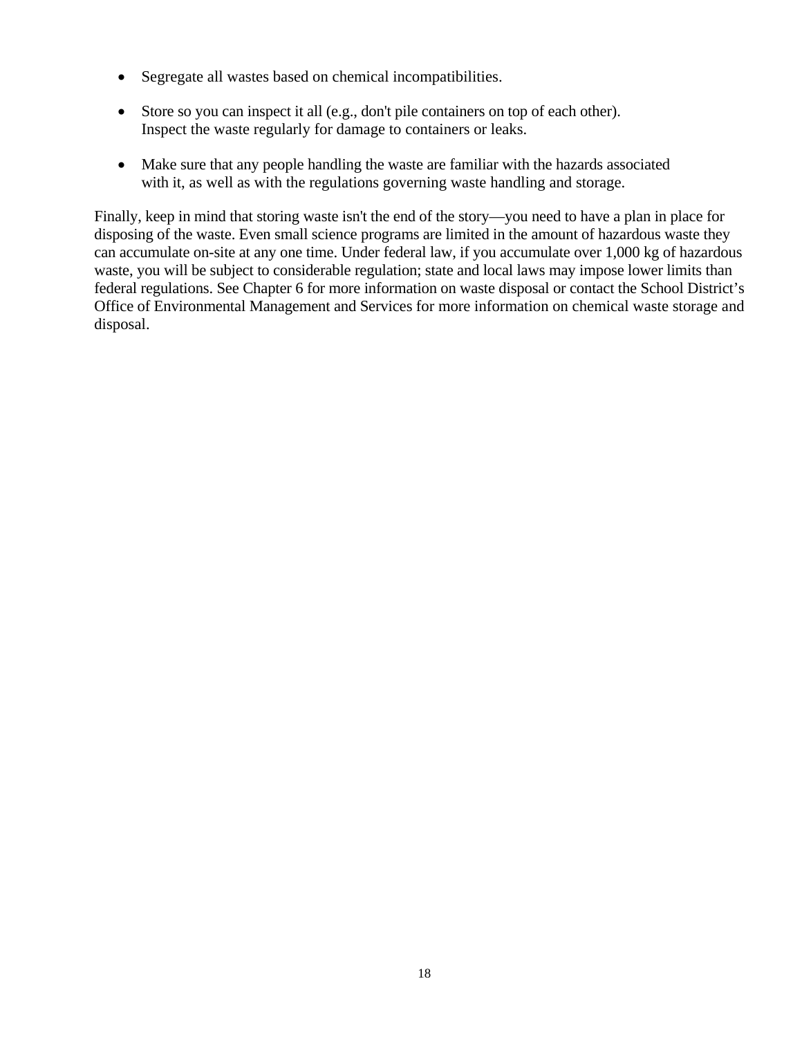- Segregate all wastes based on chemical incompatibilities.

- Store so you can inspect it all (e.g., don't pile containers on top of each other). Inspect the waste regularly for damage to containers or leaks.

- Make sure that any people handling the waste are familiar with the hazards associated with it, as well as with the regulations governing waste handling and storage.

Finally, keep in mind that storing waste isn't the end of the story—you need to have a plan in place for disposing of the waste. Even small science programs are limited in the amount of hazardous waste they can accumulate on-site at any one time. Under federal law, if you accumulate over 1,000 kg of hazardous waste, you will be subject to considerable regulation; state and local laws may impose lower limits than federal regulations. See Chapter 6 for more information on waste disposal or contact the School District's Office of Environmental Management and Services for more information on chemical waste storage and disposal.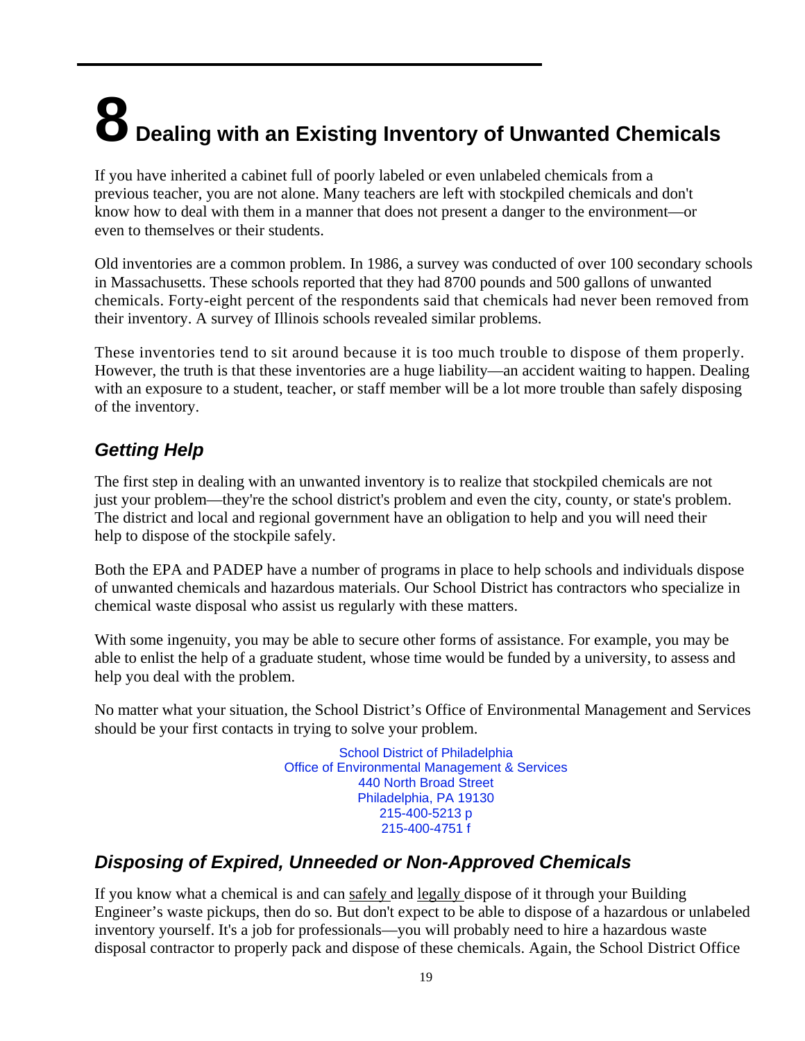# 8 Dealing with an Existing Inventory of Unwanted Chemicals

If you have inherited a cabinet full of poorly labeled or even unlabeled chemicals from a previous teacher, you are not alone. Many teachers are left with stockpiled chemicals and don't know how to deal with them in a manner that does not present a danger to the environment—or even to themselves or their students.

Old inventories are a common problem. In 1986, a survey was conducted of over 100 secondary schools in Massachusetts. These schools reported that they had 8700 pounds and 500 gallons of unwanted chemicals. Forty-eight percent of the respondents said that chemicals had never been removed from their inventory. A survey of Illinois schools revealed similar problems.

These inventories tend to sit around because it is too much trouble to dispose of them properly. However, the truth is that these inventories are a huge liability—an accident waiting to happen. Dealing with an exposure to a student, teacher, or staff member will be a lot more trouble than safely disposing of the inventory.

## *Getting Help*

The first step in dealing with an unwanted inventory is to realize that stockpiled chemicals are not just your problem—they're the school district's problem and even the city, county, or state's problem. The district and local and regional government have an obligation to help and you will need their help to dispose of the stockpile safely.

Both the EPA and PADEP have a number of programs in place to help schools and individuals dispose of unwanted chemicals and hazardous materials. Our School District has contractors who specialize in chemical waste disposal who assist us regularly with these matters.

With some ingenuity, you may be able to secure other forms of assistance. For example, you may be able to enlist the help of a graduate student, whose time would be funded by a university, to assess and help you deal with the problem.

No matter what your situation, the School District's Office of Environmental Management and Services should be your first contacts in trying to solve your problem.

School District of Philadelphia
Office of Environmental Management & Services
440 North Broad Street
Philadelphia, PA 19130
215-400-5213 p
215-400-4751 f

## *Disposing of Expired, Unneeded or Non-Approved Chemicals*

If you know what a chemical is and can safely and legally dispose of it through your Building Engineer's waste pickups, then do so. But don't expect to be able to dispose of a hazardous or unlabeled inventory yourself. It's a job for professionals—you will probably need to hire a hazardous waste disposal contractor to properly pack and dispose of these chemicals. Again, the School District Office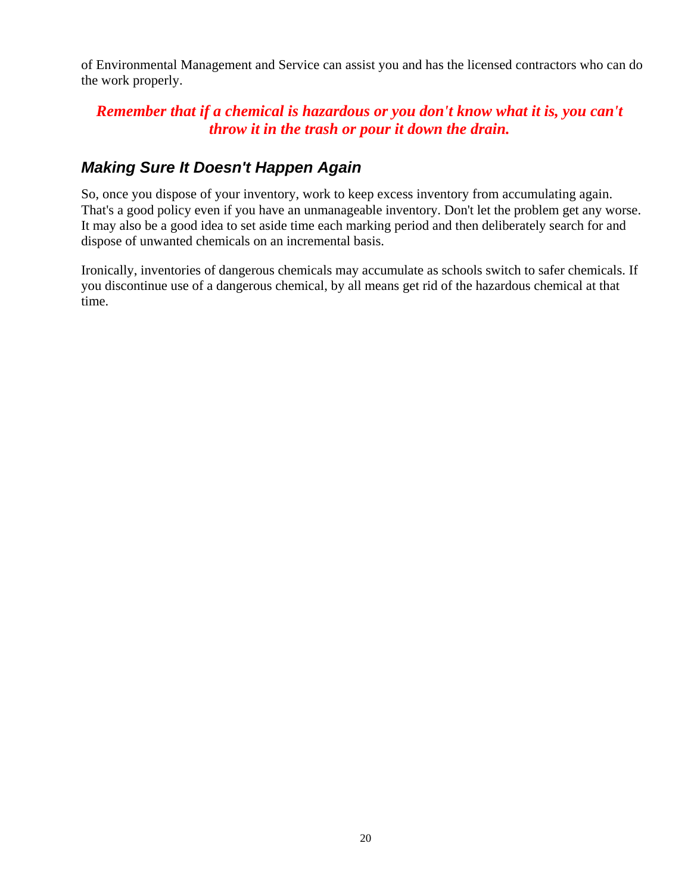of Environmental Management and Service can assist you and has the licensed contractors who can do the work properly.

***Remember that if a chemical is hazardous or you don't know what it is, you can't throw it in the trash or pour it down the drain.***

### *Making Sure It Doesn't Happen Again*

So, once you dispose of your inventory, work to keep excess inventory from accumulating again. That's a good policy even if you have an unmanageable inventory. Don't let the problem get any worse. It may also be a good idea to set aside time each marking period and then deliberately search for and dispose of unwanted chemicals on an incremental basis.

Ironically, inventories of dangerous chemicals may accumulate as schools switch to safer chemicals. If you discontinue use of a dangerous chemical, by all means get rid of the hazardous chemical at that time.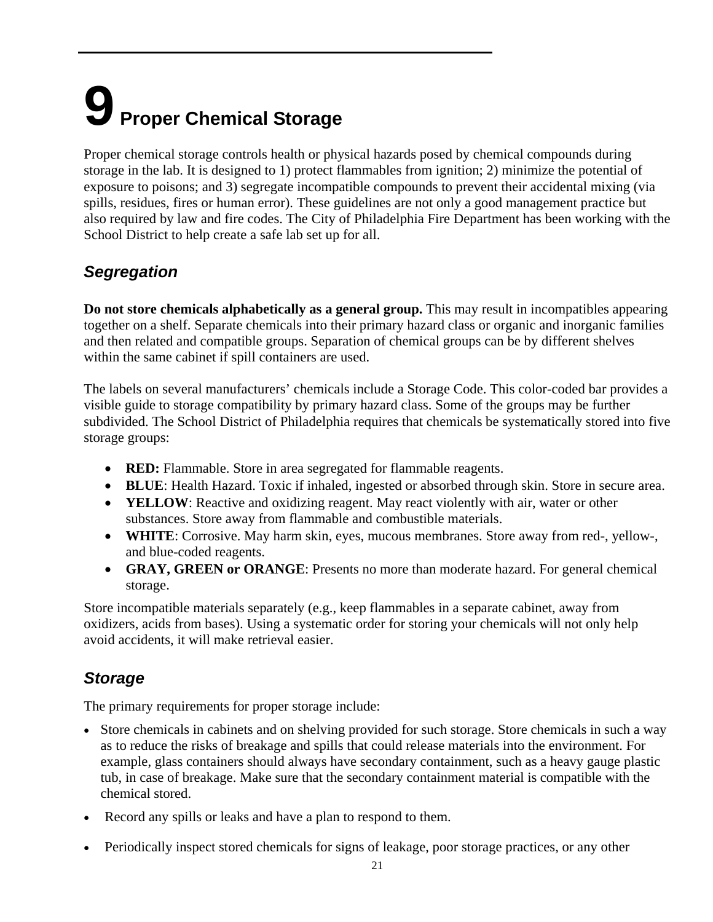# 9 Proper Chemical Storage

Proper chemical storage controls health or physical hazards posed by chemical compounds during storage in the lab. It is designed to 1) protect flammables from ignition; 2) minimize the potential of exposure to poisons; and 3) segregate incompatible compounds to prevent their accidental mixing (via spills, residues, fires or human error). These guidelines are not only a good management practice but also required by law and fire codes. The City of Philadelphia Fire Department has been working with the School District to help create a safe lab set up for all.

## *Segregation*

**Do not store chemicals alphabetically as a general group.** This may result in incompatibles appearing together on a shelf. Separate chemicals into their primary hazard class or organic and inorganic families and then related and compatible groups. Separation of chemical groups can be by different shelves within the same cabinet if spill containers are used.

The labels on several manufacturers' chemicals include a Storage Code. This color-coded bar provides a visible guide to storage compatibility by primary hazard class. Some of the groups may be further subdivided. The School District of Philadelphia requires that chemicals be systematically stored into five storage groups:

- **RED:** Flammable. Store in area segregated for flammable reagents.
- **BLUE**: Health Hazard. Toxic if inhaled, ingested or absorbed through skin. Store in secure area.
- **YELLOW**: Reactive and oxidizing reagent. May react violently with air, water or other substances. Store away from flammable and combustible materials.
- **WHITE**: Corrosive. May harm skin, eyes, mucous membranes. Store away from red-, yellow-, and blue-coded reagents.
- **GRAY, GREEN or ORANGE**: Presents no more than moderate hazard. For general chemical storage.

Store incompatible materials separately (e.g., keep flammables in a separate cabinet, away from oxidizers, acids from bases). Using a systematic order for storing your chemicals will not only help avoid accidents, it will make retrieval easier.

## *Storage*

The primary requirements for proper storage include:

- Store chemicals in cabinets and on shelving provided for such storage. Store chemicals in such a way as to reduce the risks of breakage and spills that could release materials into the environment. For example, glass containers should always have secondary containment, such as a heavy gauge plastic tub, in case of breakage. Make sure that the secondary containment material is compatible with the chemical stored.
- Record any spills or leaks and have a plan to respond to them.
- Periodically inspect stored chemicals for signs of leakage, poor storage practices, or any other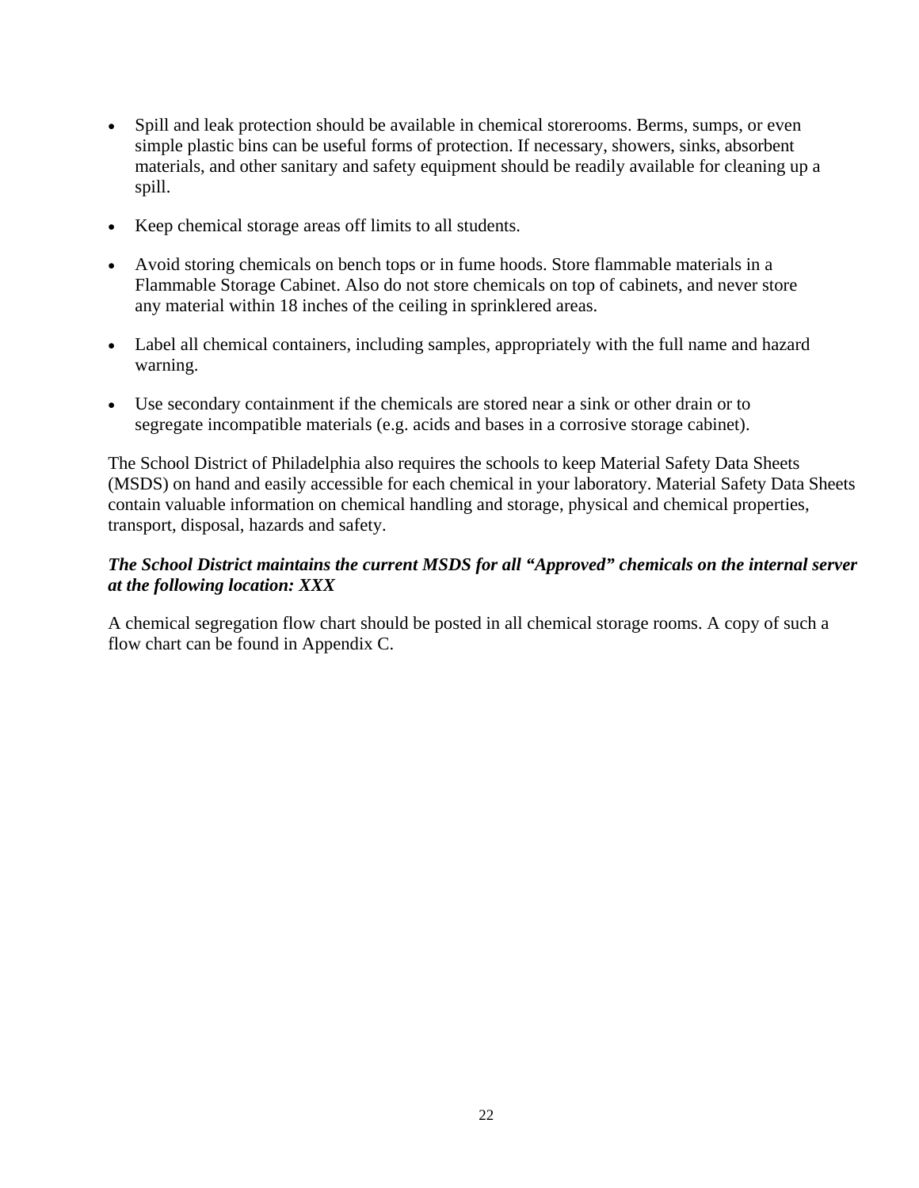- Spill and leak protection should be available in chemical storerooms. Berms, sumps, or even simple plastic bins can be useful forms of protection. If necessary, showers, sinks, absorbent materials, and other sanitary and safety equipment should be readily available for cleaning up a spill.

- Keep chemical storage areas off limits to all students.

- Avoid storing chemicals on bench tops or in fume hoods. Store flammable materials in a Flammable Storage Cabinet. Also do not store chemicals on top of cabinets, and never store any material within 18 inches of the ceiling in sprinklered areas.

- Label all chemical containers, including samples, appropriately with the full name and hazard warning.

- Use secondary containment if the chemicals are stored near a sink or other drain or to segregate incompatible materials (e.g. acids and bases in a corrosive storage cabinet).

The School District of Philadelphia also requires the schools to keep Material Safety Data Sheets (MSDS) on hand and easily accessible for each chemical in your laboratory. Material Safety Data Sheets contain valuable information on chemical handling and storage, physical and chemical properties, transport, disposal, hazards and safety.

***The School District maintains the current MSDS for all "Approved" chemicals on the internal server at the following location: XXX***

A chemical segregation flow chart should be posted in all chemical storage rooms. A copy of such a flow chart can be found in Appendix C.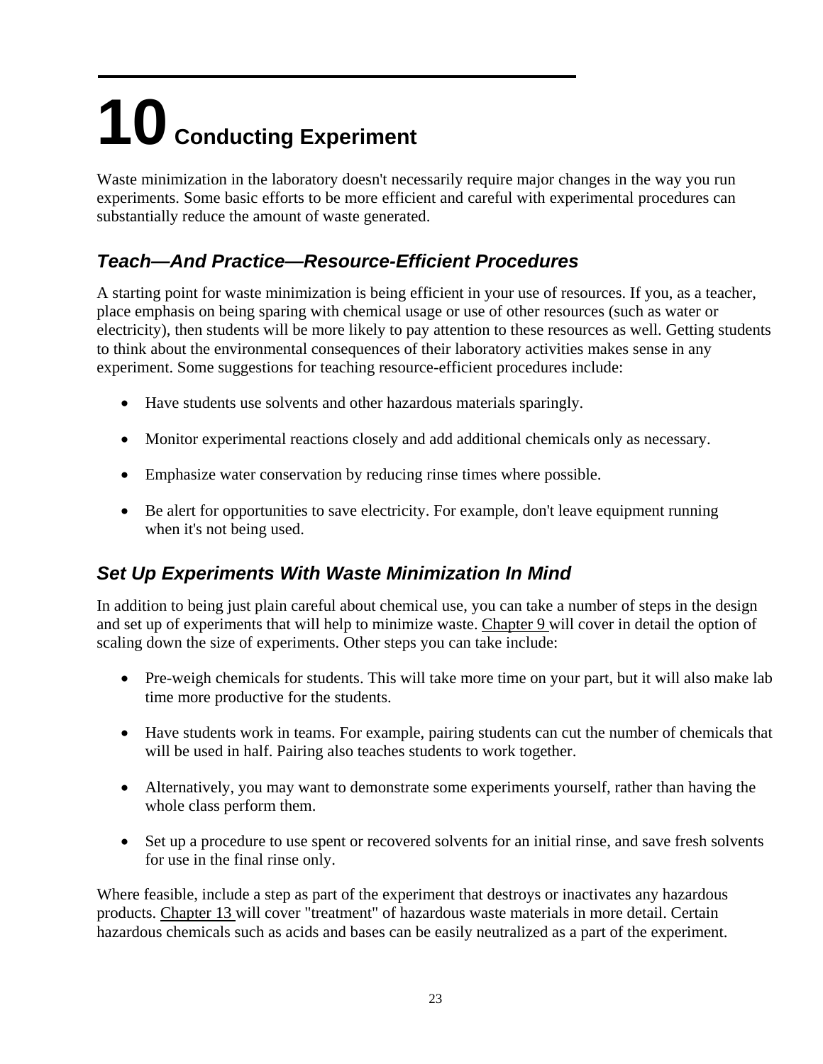# 10 Conducting Experiment

Waste minimization in the laboratory doesn't necessarily require major changes in the way you run experiments. Some basic efforts to be more efficient and careful with experimental procedures can substantially reduce the amount of waste generated.

## *Teach—And Practice—Resource-Efficient Procedures*

A starting point for waste minimization is being efficient in your use of resources. If you, as a teacher, place emphasis on being sparing with chemical usage or use of other resources (such as water or electricity), then students will be more likely to pay attention to these resources as well. Getting students to think about the environmental consequences of their laboratory activities makes sense in any experiment. Some suggestions for teaching resource-efficient procedures include:

- Have students use solvents and other hazardous materials sparingly.
- Monitor experimental reactions closely and add additional chemicals only as necessary.
- Emphasize water conservation by reducing rinse times where possible.
- Be alert for opportunities to save electricity. For example, don't leave equipment running when it's not being used.

## *Set Up Experiments With Waste Minimization In Mind*

In addition to being just plain careful about chemical use, you can take a number of steps in the design and set up of experiments that will help to minimize waste. Chapter 9 will cover in detail the option of scaling down the size of experiments. Other steps you can take include:

- Pre-weigh chemicals for students. This will take more time on your part, but it will also make lab time more productive for the students.
- Have students work in teams. For example, pairing students can cut the number of chemicals that will be used in half. Pairing also teaches students to work together.
- Alternatively, you may want to demonstrate some experiments yourself, rather than having the whole class perform them.
- Set up a procedure to use spent or recovered solvents for an initial rinse, and save fresh solvents for use in the final rinse only.

Where feasible, include a step as part of the experiment that destroys or inactivates any hazardous products. Chapter 13 will cover "treatment" of hazardous waste materials in more detail. Certain hazardous chemicals such as acids and bases can be easily neutralized as a part of the experiment.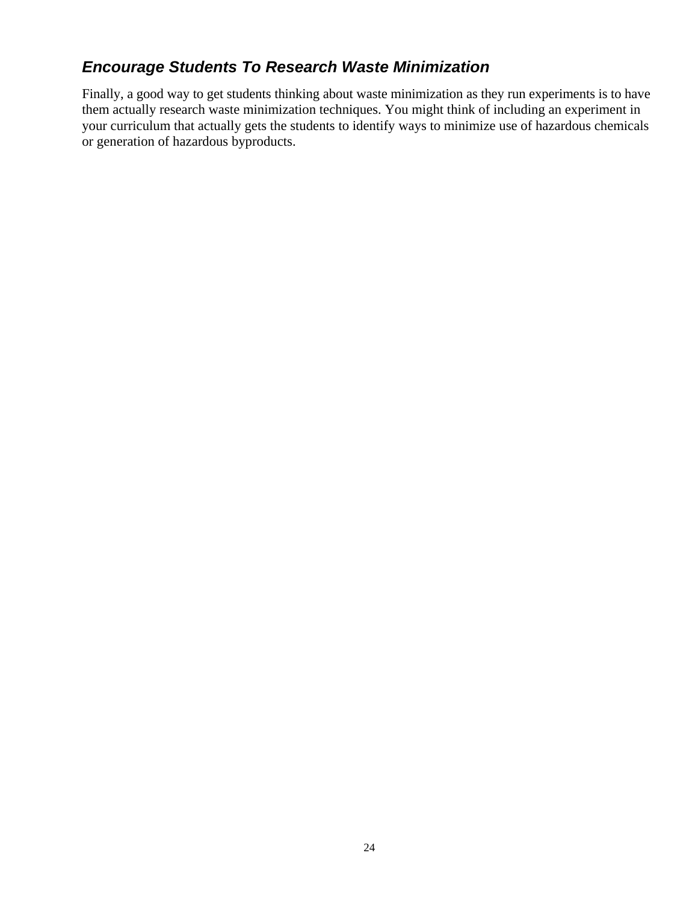### *Encourage Students To Research Waste Minimization*

Finally, a good way to get students thinking about waste minimization as they run experiments is to have them actually research waste minimization techniques. You might think of including an experiment in your curriculum that actually gets the students to identify ways to minimize use of hazardous chemicals or generation of hazardous byproducts.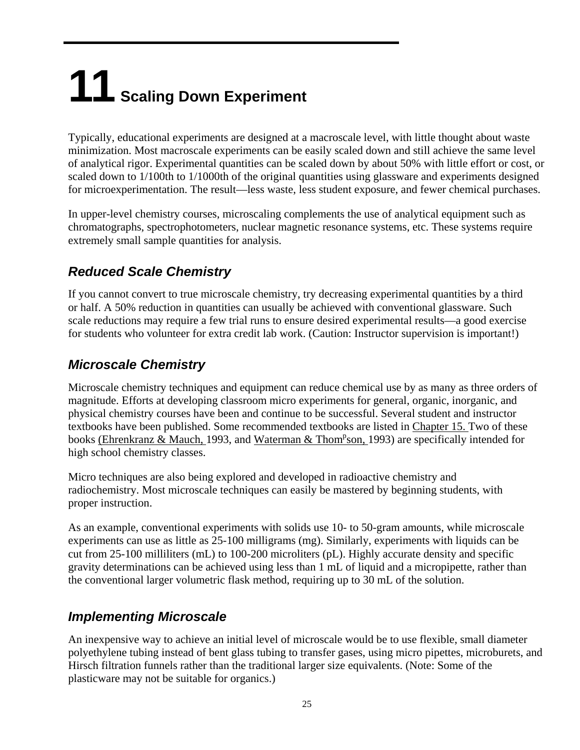# 11 Scaling Down Experiment

Typically, educational experiments are designed at a macroscale level, with little thought about waste minimization. Most macroscale experiments can be easily scaled down and still achieve the same level of analytical rigor. Experimental quantities can be scaled down by about 50% with little effort or cost, or scaled down to 1/100th to 1/1000th of the original quantities using glassware and experiments designed for microexperimentation. The result—less waste, less student exposure, and fewer chemical purchases.

In upper-level chemistry courses, microscaling complements the use of analytical equipment such as chromatographs, spectrophotometers, nuclear magnetic resonance systems, etc. These systems require extremely small sample quantities for analysis.

## *Reduced Scale Chemistry*

If you cannot convert to true microscale chemistry, try decreasing experimental quantities by a third or half. A 50% reduction in quantities can usually be achieved with conventional glassware. Such scale reductions may require a few trial runs to ensure desired experimental results—a good exercise for students who volunteer for extra credit lab work. (Caution: Instructor supervision is important!)

## *Microscale Chemistry*

Microscale chemistry techniques and equipment can reduce chemical use by as many as three orders of magnitude. Efforts at developing classroom micro experiments for general, organic, inorganic, and physical chemistry courses have been and continue to be successful. Several student and instructor textbooks have been published. Some recommended textbooks are listed in Chapter 15. Two of these books (Ehrenkranz & Mauch, 1993, and Waterman & Thompson, 1993) are specifically intended for high school chemistry classes.

Micro techniques are also being explored and developed in radioactive chemistry and radiochemistry. Most microscale techniques can easily be mastered by beginning students, with proper instruction.

As an example, conventional experiments with solids use 10- to 50-gram amounts, while microscale experiments can use as little as 25-100 milligrams (mg). Similarly, experiments with liquids can be cut from 25-100 milliliters (mL) to 100-200 microliters (pL). Highly accurate density and specific gravity determinations can be achieved using less than 1 mL of liquid and a micropipette, rather than the conventional larger volumetric flask method, requiring up to 30 mL of the solution.

## *Implementing Microscale*

An inexpensive way to achieve an initial level of microscale would be to use flexible, small diameter polyethylene tubing instead of bent glass tubing to transfer gases, using micro pipettes, microburets, and Hirsch filtration funnels rather than the traditional larger size equivalents. (Note: Some of the plasticware may not be suitable for organics.)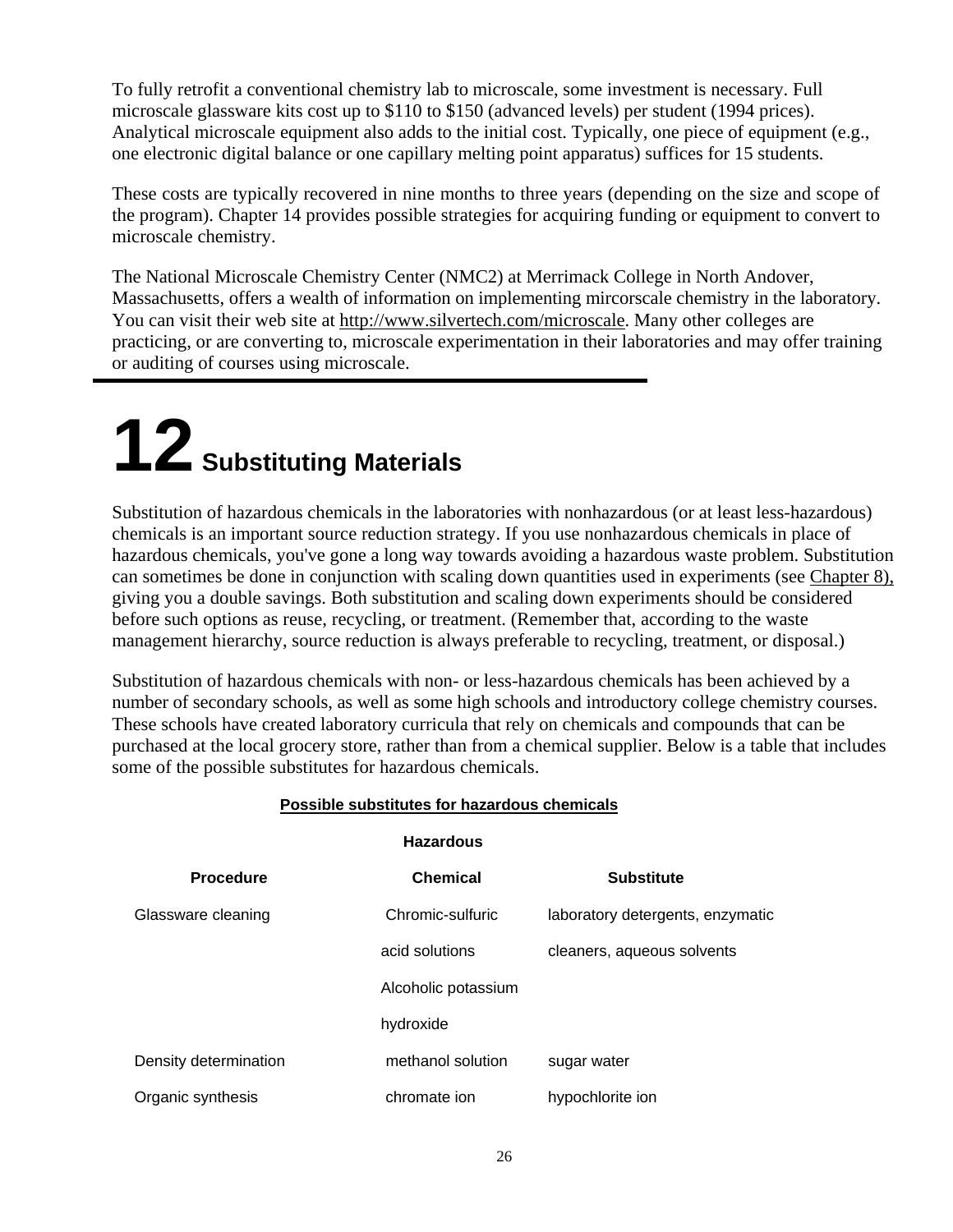To fully retrofit a conventional chemistry lab to microscale, some investment is necessary. Full microscale glassware kits cost up to $110 to $150 (advanced levels) per student (1994 prices). Analytical microscale equipment also adds to the initial cost. Typically, one piece of equipment (e.g., one electronic digital balance or one capillary melting point apparatus) suffices for 15 students.

These costs are typically recovered in nine months to three years (depending on the size and scope of the program). Chapter 14 provides possible strategies for acquiring funding or equipment to convert to microscale chemistry.

The National Microscale Chemistry Center (NMC2) at Merrimack College in North Andover, Massachusetts, offers a wealth of information on implementing mircorscale chemistry in the laboratory. You can visit their web site at http://www.silvertech.com/microscale. Many other colleges are practicing, or are converting to, microscale experimentation in their laboratories and may offer training or auditing of courses using microscale.

# 12 Substituting Materials

Substitution of hazardous chemicals in the laboratories with nonhazardous (or at least less-hazardous) chemicals is an important source reduction strategy. If you use nonhazardous chemicals in place of hazardous chemicals, you've gone a long way towards avoiding a hazardous waste problem. Substitution can sometimes be done in conjunction with scaling down quantities used in experiments (see Chapter 8), giving you a double savings. Both substitution and scaling down experiments should be considered before such options as reuse, recycling, or treatment. (Remember that, according to the waste management hierarchy, source reduction is always preferable to recycling, treatment, or disposal.)

Substitution of hazardous chemicals with non- or less-hazardous chemicals has been achieved by a number of secondary schools, as well as some high schools and introductory college chemistry courses. These schools have created laboratory curricula that rely on chemicals and compounds that can be purchased at the local grocery store, rather than from a chemical supplier. Below is a table that includes some of the possible substitutes for hazardous chemicals.

**Possible substitutes for hazardous chemicals**

| Procedure | Hazardous Chemical | Substitute |
|---|---|---|
| Glassware cleaning | Chromic-sulfuric acid solutions<br>Alcoholic potassium hydroxide | laboratory detergents, enzymatic cleaners, aqueous solvents |
| Density determination | methanol solution | sugar water |
| Organic synthesis | chromate ion | hypochlorite ion |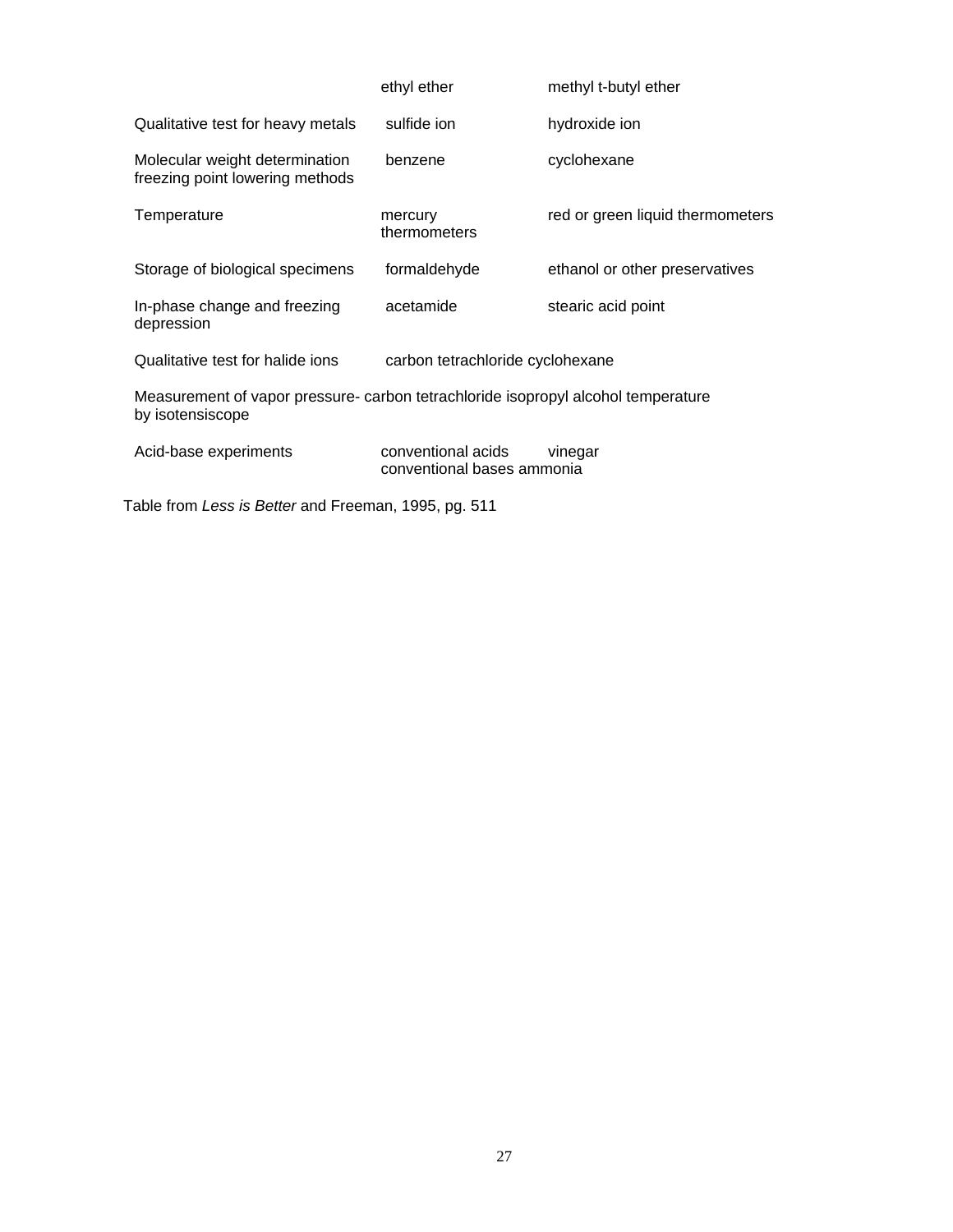| | | |
|---|---|---|
| | ethyl ether | methyl t-butyl ether |
| Qualitative test for heavy metals | sulfide ion | hydroxide ion |
| Molecular weight determination freezing point lowering methods | benzene | cyclohexane |
| Temperature | mercury thermometers | red or green liquid thermometers |
| Storage of biological specimens | formaldehyde | ethanol or other preservatives |
| In-phase change and freezing depression | acetamide | stearic acid point |
| Qualitative test for halide ions | carbon tetrachloride cyclohexane | |
| Measurement of vapor pressure- by isotensiscope | carbon tetrachloride | isopropyl alcohol temperature |
| Acid-base experiments | conventional acids conventional bases ammonia | vinegar |

Table from *Less is Better* and Freeman, 1995, pg. 511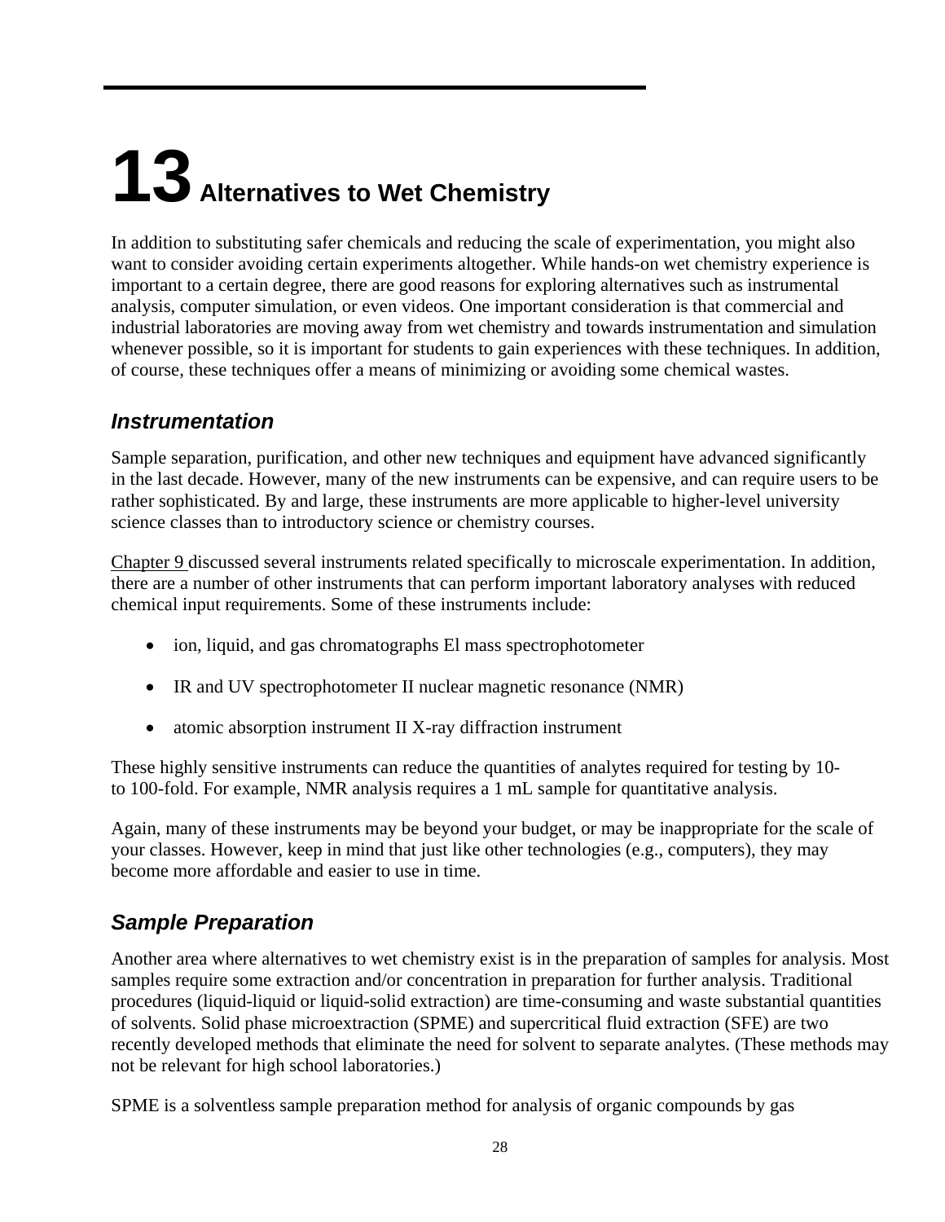# 13 Alternatives to Wet Chemistry

In addition to substituting safer chemicals and reducing the scale of experimentation, you might also want to consider avoiding certain experiments altogether. While hands-on wet chemistry experience is important to a certain degree, there are good reasons for exploring alternatives such as instrumental analysis, computer simulation, or even videos. One important consideration is that commercial and industrial laboratories are moving away from wet chemistry and towards instrumentation and simulation whenever possible, so it is important for students to gain experiences with these techniques. In addition, of course, these techniques offer a means of minimizing or avoiding some chemical wastes.

## *Instrumentation*

Sample separation, purification, and other new techniques and equipment have advanced significantly in the last decade. However, many of the new instruments can be expensive, and can require users to be rather sophisticated. By and large, these instruments are more applicable to higher-level university science classes than to introductory science or chemistry courses.

Chapter 9 discussed several instruments related specifically to microscale experimentation. In addition, there are a number of other instruments that can perform important laboratory analyses with reduced chemical input requirements. Some of these instruments include:

- ion, liquid, and gas chromatographs El mass spectrophotometer
- IR and UV spectrophotometer II nuclear magnetic resonance (NMR)
- atomic absorption instrument II X-ray diffraction instrument

These highly sensitive instruments can reduce the quantities of analytes required for testing by 10- to 100-fold. For example, NMR analysis requires a 1 mL sample for quantitative analysis.

Again, many of these instruments may be beyond your budget, or may be inappropriate for the scale of your classes. However, keep in mind that just like other technologies (e.g., computers), they may become more affordable and easier to use in time.

## *Sample Preparation*

Another area where alternatives to wet chemistry exist is in the preparation of samples for analysis. Most samples require some extraction and/or concentration in preparation for further analysis. Traditional procedures (liquid-liquid or liquid-solid extraction) are time-consuming and waste substantial quantities of solvents. Solid phase microextraction (SPME) and supercritical fluid extraction (SFE) are two recently developed methods that eliminate the need for solvent to separate analytes. (These methods may not be relevant for high school laboratories.)

SPME is a solventless sample preparation method for analysis of organic compounds by gas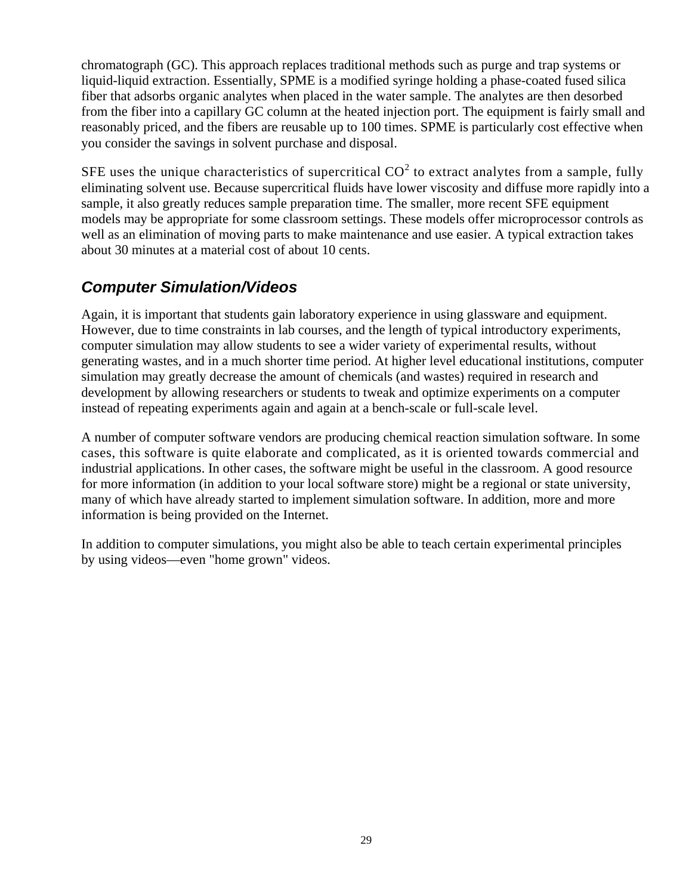chromatograph (GC). This approach replaces traditional methods such as purge and trap systems or liquid-liquid extraction. Essentially, SPME is a modified syringe holding a phase-coated fused silica fiber that adsorbs organic analytes when placed in the water sample. The analytes are then desorbed from the fiber into a capillary GC column at the heated injection port. The equipment is fairly small and reasonably priced, and the fibers are reusable up to 100 times. SPME is particularly cost effective when you consider the savings in solvent purchase and disposal.

SFE uses the unique characteristics of supercritical $CO^2$ to extract analytes from a sample, fully eliminating solvent use. Because supercritical fluids have lower viscosity and diffuse more rapidly into a sample, it also greatly reduces sample preparation time. The smaller, more recent SFE equipment models may be appropriate for some classroom settings. These models offer microprocessor controls as well as an elimination of moving parts to make maintenance and use easier. A typical extraction takes about 30 minutes at a material cost of about 10 cents.

### *Computer Simulation/Videos*

Again, it is important that students gain laboratory experience in using glassware and equipment. However, due to time constraints in lab courses, and the length of typical introductory experiments, computer simulation may allow students to see a wider variety of experimental results, without generating wastes, and in a much shorter time period. At higher level educational institutions, computer simulation may greatly decrease the amount of chemicals (and wastes) required in research and development by allowing researchers or students to tweak and optimize experiments on a computer instead of repeating experiments again and again at a bench-scale or full-scale level.

A number of computer software vendors are producing chemical reaction simulation software. In some cases, this software is quite elaborate and complicated, as it is oriented towards commercial and industrial applications. In other cases, the software might be useful in the classroom. A good resource for more information (in addition to your local software store) might be a regional or state university, many of which have already started to implement simulation software. In addition, more and more information is being provided on the Internet.

In addition to computer simulations, you might also be able to teach certain experimental principles by using videos—even "home grown" videos.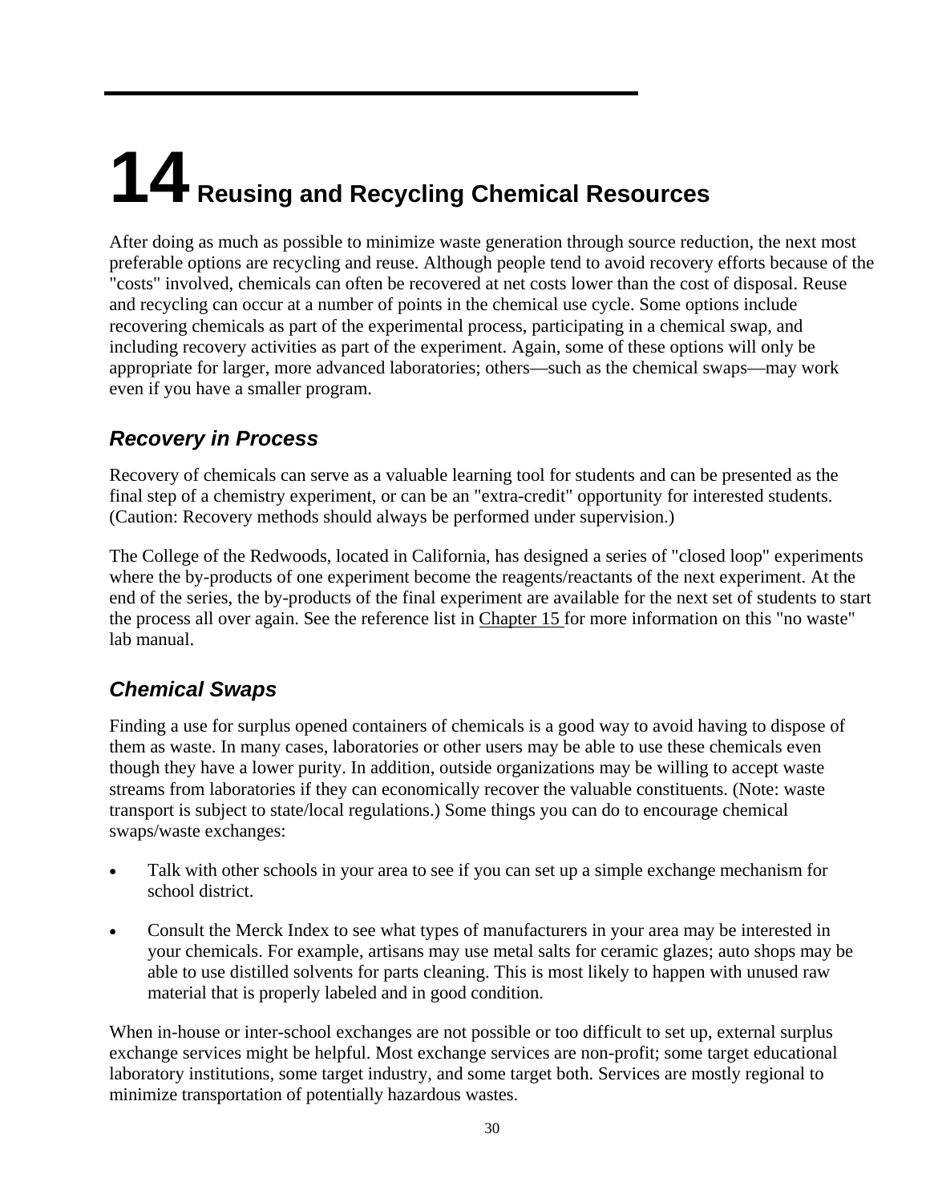# 14 Reusing and Recycling Chemical Resources

After doing as much as possible to minimize waste generation through source reduction, the next most preferable options are recycling and reuse. Although people tend to avoid recovery efforts because of the "costs" involved, chemicals can often be recovered at net costs lower than the cost of disposal. Reuse and recycling can occur at a number of points in the chemical use cycle. Some options include recovering chemicals as part of the experimental process, participating in a chemical swap, and including recovery activities as part of the experiment. Again, some of these options will only be appropriate for larger, more advanced laboratories; others—such as the chemical swaps—may work even if you have a smaller program.

## *Recovery in Process*

Recovery of chemicals can serve as a valuable learning tool for students and can be presented as the final step of a chemistry experiment, or can be an "extra-credit" opportunity for interested students. (Caution: Recovery methods should always be performed under supervision.)

The College of the Redwoods, located in California, has designed a series of "closed loop" experiments where the by-products of one experiment become the reagents/reactants of the next experiment. At the end of the series, the by-products of the final experiment are available for the next set of students to start the process all over again. See the reference list in Chapter 15 for more information on this "no waste" lab manual.

## *Chemical Swaps*

Finding a use for surplus opened containers of chemicals is a good way to avoid having to dispose of them as waste. In many cases, laboratories or other users may be able to use these chemicals even though they have a lower purity. In addition, outside organizations may be willing to accept waste streams from laboratories if they can economically recover the valuable constituents. (Note: waste transport is subject to state/local regulations.) Some things you can do to encourage chemical swaps/waste exchanges:

- Talk with other schools in your area to see if you can set up a simple exchange mechanism for school district.
- Consult the Merck Index to see what types of manufacturers in your area may be interested in your chemicals. For example, artisans may use metal salts for ceramic glazes; auto shops may be able to use distilled solvents for parts cleaning. This is most likely to happen with unused raw material that is properly labeled and in good condition.

When in-house or inter-school exchanges are not possible or too difficult to set up, external surplus exchange services might be helpful. Most exchange services are non-profit; some target educational laboratory institutions, some target industry, and some target both. Services are mostly regional to minimize transportation of potentially hazardous wastes.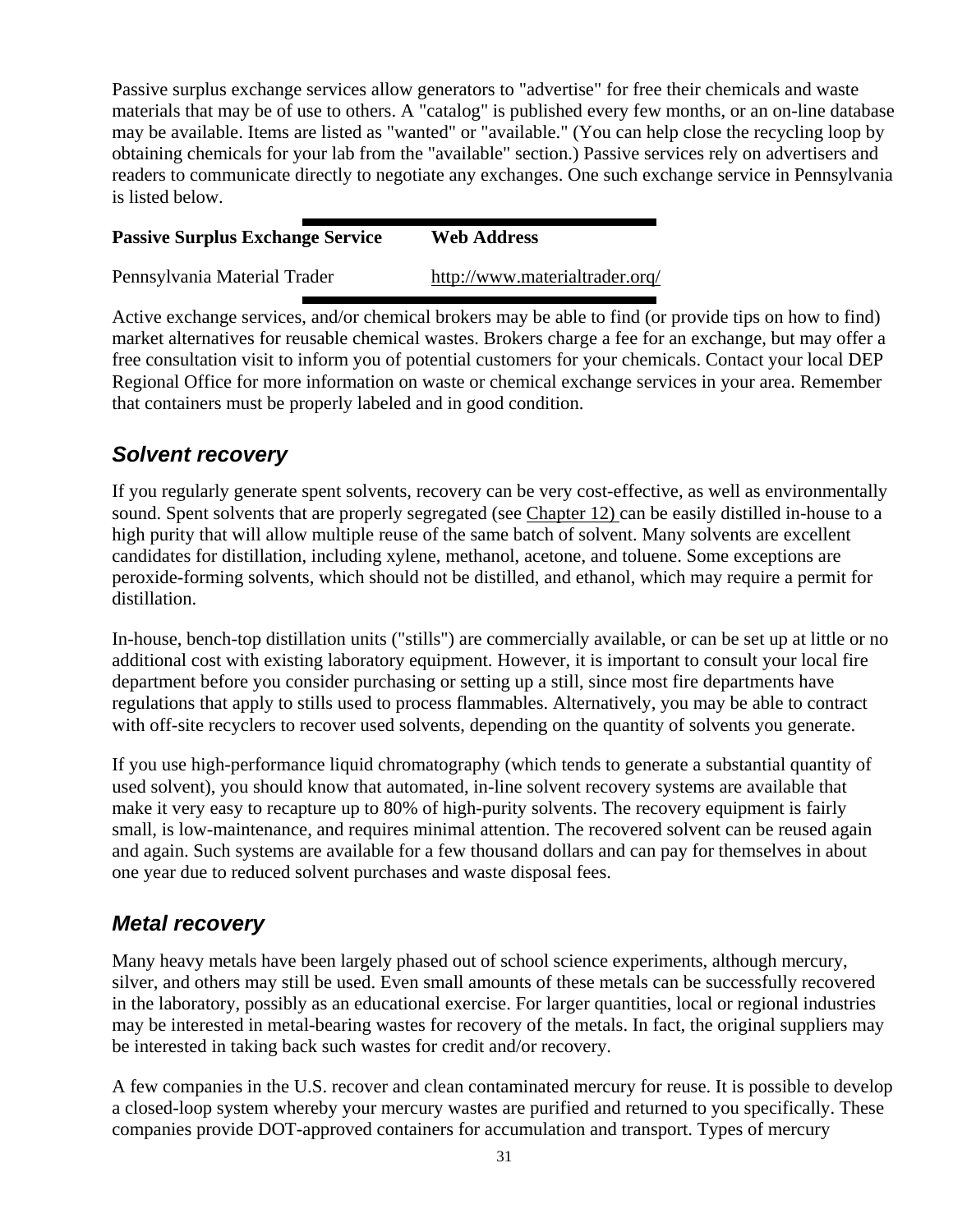Passive surplus exchange services allow generators to "advertise" for free their chemicals and waste materials that may be of use to others. A "catalog" is published every few months, or an on-line database may be available. Items are listed as "wanted" or "available." (You can help close the recycling loop by obtaining chemicals for your lab from the "available" section.) Passive services rely on advertisers and readers to communicate directly to negotiate any exchanges. One such exchange service in Pennsylvania is listed below.

| **Passive Surplus Exchange Service** | **Web Address** |
|---|---|
| Pennsylvania Material Trader | http://www.materialtrader.org/ |

Active exchange services, and/or chemical brokers may be able to find (or provide tips on how to find) market alternatives for reusable chemical wastes. Brokers charge a fee for an exchange, but may offer a free consultation visit to inform you of potential customers for your chemicals. Contact your local DEP Regional Office for more information on waste or chemical exchange services in your area. Remember that containers must be properly labeled and in good condition.

## *Solvent recovery*

If you regularly generate spent solvents, recovery can be very cost-effective, as well as environmentally sound. Spent solvents that are properly segregated (see Chapter 12) can be easily distilled in-house to a high purity that will allow multiple reuse of the same batch of solvent. Many solvents are excellent candidates for distillation, including xylene, methanol, acetone, and toluene. Some exceptions are peroxide-forming solvents, which should not be distilled, and ethanol, which may require a permit for distillation.

In-house, bench-top distillation units ("stills") are commercially available, or can be set up at little or no additional cost with existing laboratory equipment. However, it is important to consult your local fire department before you consider purchasing or setting up a still, since most fire departments have regulations that apply to stills used to process flammables. Alternatively, you may be able to contract with off-site recyclers to recover used solvents, depending on the quantity of solvents you generate.

If you use high-performance liquid chromatography (which tends to generate a substantial quantity of used solvent), you should know that automated, in-line solvent recovery systems are available that make it very easy to recapture up to 80% of high-purity solvents. The recovery equipment is fairly small, is low-maintenance, and requires minimal attention. The recovered solvent can be reused again and again. Such systems are available for a few thousand dollars and can pay for themselves in about one year due to reduced solvent purchases and waste disposal fees.

## *Metal recovery*

Many heavy metals have been largely phased out of school science experiments, although mercury, silver, and others may still be used. Even small amounts of these metals can be successfully recovered in the laboratory, possibly as an educational exercise. For larger quantities, local or regional industries may be interested in metal-bearing wastes for recovery of the metals. In fact, the original suppliers may be interested in taking back such wastes for credit and/or recovery.

A few companies in the U.S. recover and clean contaminated mercury for reuse. It is possible to develop a closed-loop system whereby your mercury wastes are purified and returned to you specifically. These companies provide DOT-approved containers for accumulation and transport. Types of mercury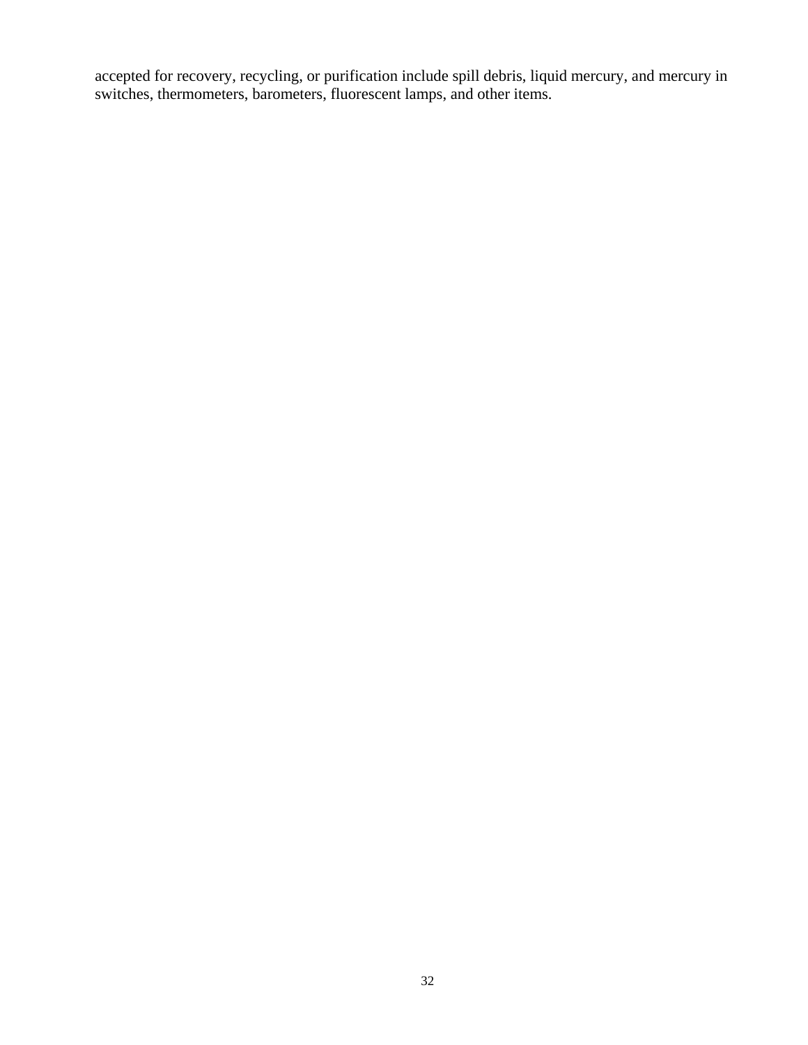accepted for recovery, recycling, or purification include spill debris, liquid mercury, and mercury in switches, thermometers, barometers, fluorescent lamps, and other items.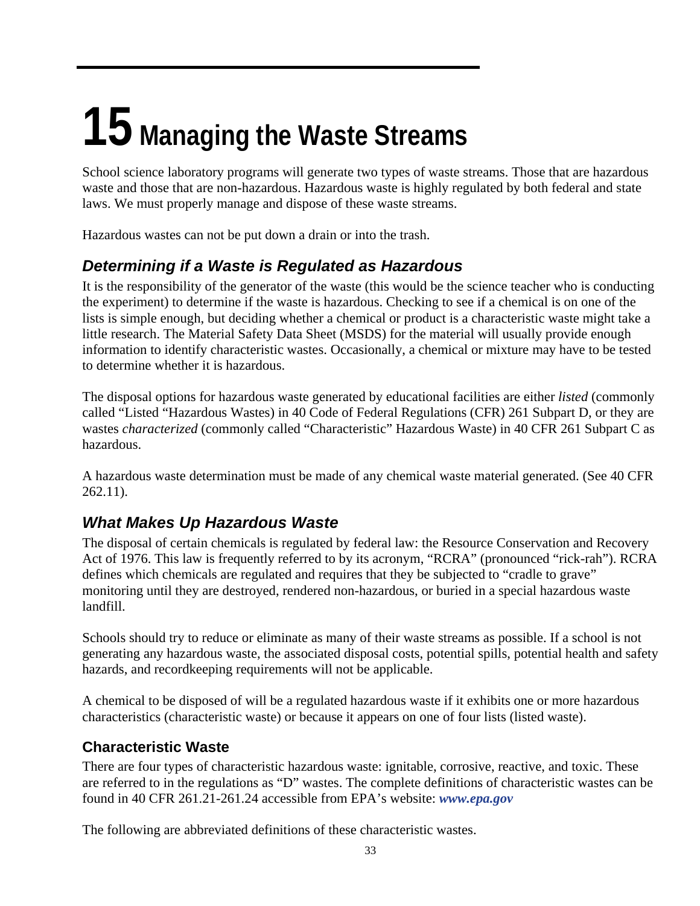# 15 Managing the Waste Streams

School science laboratory programs will generate two types of waste streams. Those that are hazardous waste and those that are non-hazardous. Hazardous waste is highly regulated by both federal and state laws. We must properly manage and dispose of these waste streams.

Hazardous wastes can not be put down a drain or into the trash.

## *Determining if a Waste is Regulated as Hazardous*

It is the responsibility of the generator of the waste (this would be the science teacher who is conducting the experiment) to determine if the waste is hazardous. Checking to see if a chemical is on one of the lists is simple enough, but deciding whether a chemical or product is a characteristic waste might take a little research. The Material Safety Data Sheet (MSDS) for the material will usually provide enough information to identify characteristic wastes. Occasionally, a chemical or mixture may have to be tested to determine whether it is hazardous.

The disposal options for hazardous waste generated by educational facilities are either *listed* (commonly called "Listed "Hazardous Wastes) in 40 Code of Federal Regulations (CFR) 261 Subpart D, or they are wastes *characterized* (commonly called "Characteristic" Hazardous Waste) in 40 CFR 261 Subpart C as hazardous.

A hazardous waste determination must be made of any chemical waste material generated. (See 40 CFR 262.11).

## *What Makes Up Hazardous Waste*

The disposal of certain chemicals is regulated by federal law: the Resource Conservation and Recovery Act of 1976. This law is frequently referred to by its acronym, "RCRA" (pronounced "rick-rah"). RCRA defines which chemicals are regulated and requires that they be subjected to "cradle to grave" monitoring until they are destroyed, rendered non-hazardous, or buried in a special hazardous waste landfill.

Schools should try to reduce or eliminate as many of their waste streams as possible. If a school is not generating any hazardous waste, the associated disposal costs, potential spills, potential health and safety hazards, and recordkeeping requirements will not be applicable.

A chemical to be disposed of will be a regulated hazardous waste if it exhibits one or more hazardous characteristics (characteristic waste) or because it appears on one of four lists (listed waste).

### Characteristic Waste

There are four types of characteristic hazardous waste: ignitable, corrosive, reactive, and toxic. These are referred to in the regulations as "D" wastes. The complete definitions of characteristic wastes can be found in 40 CFR 261.21-261.24 accessible from EPA's website: ***www.epa.gov***

The following are abbreviated definitions of these characteristic wastes.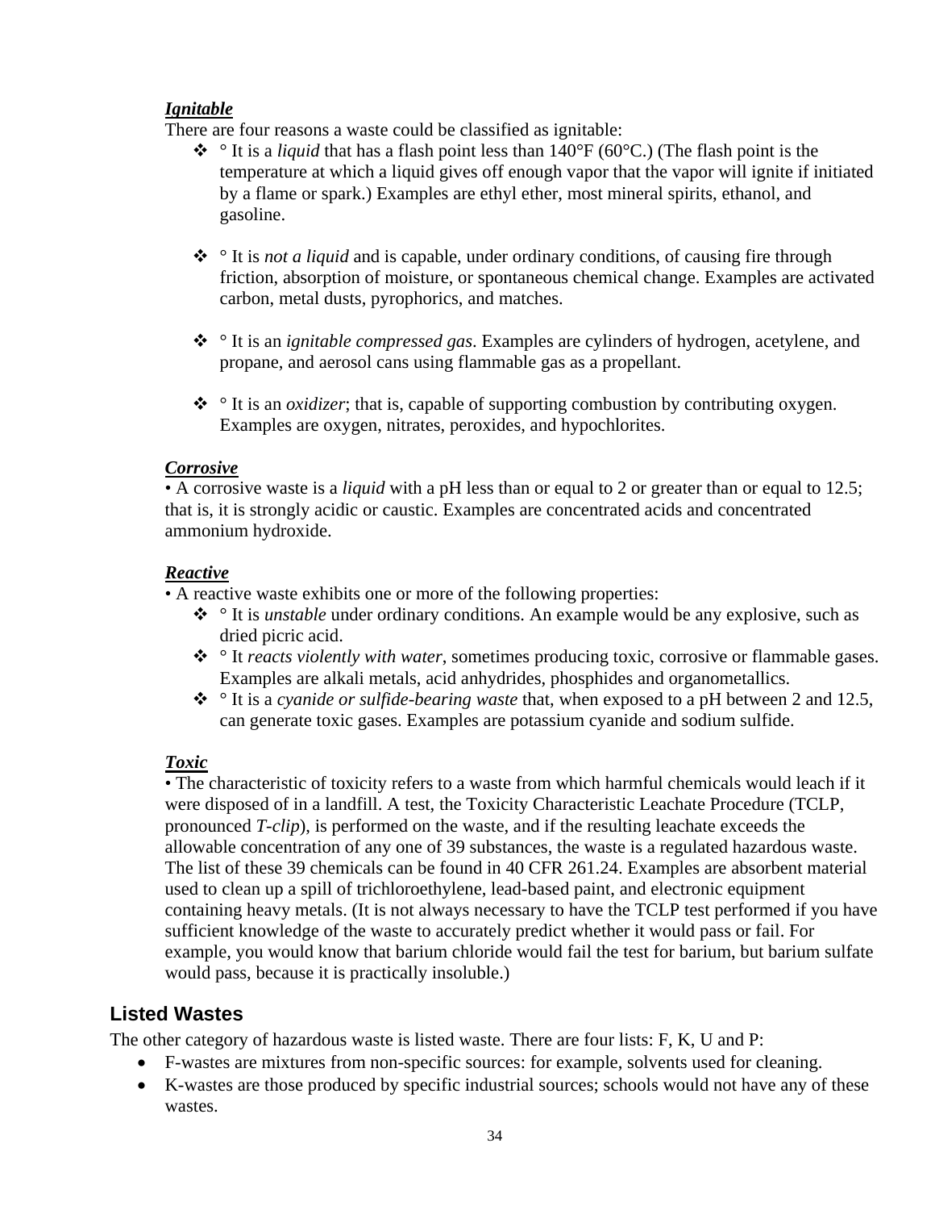***Ignitable***

There are four reasons a waste could be classified as ignitable:

- ° It is a *liquid* that has a flash point less than 140°F (60°C.) (The flash point is the temperature at which a liquid gives off enough vapor that the vapor will ignite if initiated by a flame or spark.) Examples are ethyl ether, most mineral spirits, ethanol, and gasoline.

- ° It is *not a liquid* and is capable, under ordinary conditions, of causing fire through friction, absorption of moisture, or spontaneous chemical change. Examples are activated carbon, metal dusts, pyrophorics, and matches.

- ° It is an *ignitable compressed gas*. Examples are cylinders of hydrogen, acetylene, and propane, and aerosol cans using flammable gas as a propellant.

- ° It is an *oxidizer*; that is, capable of supporting combustion by contributing oxygen. Examples are oxygen, nitrates, peroxides, and hypochlorites.

***Corrosive***

• A corrosive waste is a *liquid* with a pH less than or equal to 2 or greater than or equal to 12.5; that is, it is strongly acidic or caustic. Examples are concentrated acids and concentrated ammonium hydroxide.

***Reactive***

• A reactive waste exhibits one or more of the following properties:

- ° It is *unstable* under ordinary conditions. An example would be any explosive, such as dried picric acid.
- ° It *reacts violently with water*, sometimes producing toxic, corrosive or flammable gases. Examples are alkali metals, acid anhydrides, phosphides and organometallics.
- ° It is a *cyanide or sulfide-bearing waste* that, when exposed to a pH between 2 and 12.5, can generate toxic gases. Examples are potassium cyanide and sodium sulfide.

***Toxic***

• The characteristic of toxicity refers to a waste from which harmful chemicals would leach if it were disposed of in a landfill. A test, the Toxicity Characteristic Leachate Procedure (TCLP, pronounced *T-clip*), is performed on the waste, and if the resulting leachate exceeds the allowable concentration of any one of 39 substances, the waste is a regulated hazardous waste. The list of these 39 chemicals can be found in 40 CFR 261.24. Examples are absorbent material used to clean up a spill of trichloroethylene, lead-based paint, and electronic equipment containing heavy metals. (It is not always necessary to have the TCLP test performed if you have sufficient knowledge of the waste to accurately predict whether it would pass or fail. For example, you would know that barium chloride would fail the test for barium, but barium sulfate would pass, because it is practically insoluble.)

## Listed Wastes

The other category of hazardous waste is listed waste. There are four lists: F, K, U and P:

- F-wastes are mixtures from non-specific sources: for example, solvents used for cleaning.
- K-wastes are those produced by specific industrial sources; schools would not have any of these wastes.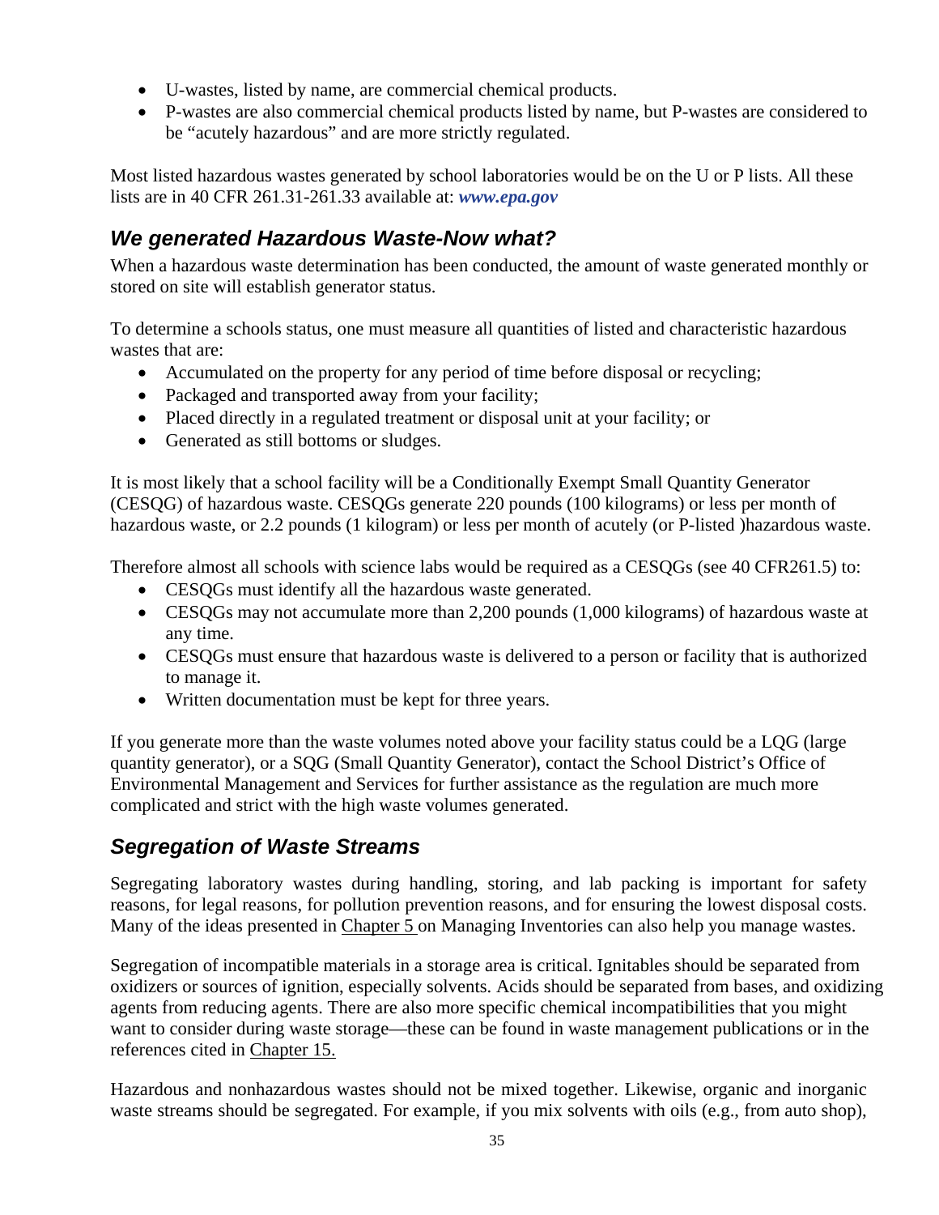- U-wastes, listed by name, are commercial chemical products.
- P-wastes are also commercial chemical products listed by name, but P-wastes are considered to be "acutely hazardous" and are more strictly regulated.

Most listed hazardous wastes generated by school laboratories would be on the U or P lists. All these lists are in 40 CFR 261.31-261.33 available at: ***www.epa.gov***

## *We generated Hazardous Waste-Now what?*

When a hazardous waste determination has been conducted, the amount of waste generated monthly or stored on site will establish generator status.

To determine a schools status, one must measure all quantities of listed and characteristic hazardous wastes that are:

- Accumulated on the property for any period of time before disposal or recycling;
- Packaged and transported away from your facility;
- Placed directly in a regulated treatment or disposal unit at your facility; or
- Generated as still bottoms or sludges.

It is most likely that a school facility will be a Conditionally Exempt Small Quantity Generator (CESQG) of hazardous waste. CESQGs generate 220 pounds (100 kilograms) or less per month of hazardous waste, or 2.2 pounds (1 kilogram) or less per month of acutely (or P-listed )hazardous waste.

Therefore almost all schools with science labs would be required as a CESQGs (see 40 CFR261.5) to:

- CESQGs must identify all the hazardous waste generated.
- CESQGs may not accumulate more than 2,200 pounds (1,000 kilograms) of hazardous waste at any time.
- CESQGs must ensure that hazardous waste is delivered to a person or facility that is authorized to manage it.
- Written documentation must be kept for three years.

If you generate more than the waste volumes noted above your facility status could be a LQG (large quantity generator), or a SQG (Small Quantity Generator), contact the School District's Office of Environmental Management and Services for further assistance as the regulation are much more complicated and strict with the high waste volumes generated.

## *Segregation of Waste Streams*

Segregating laboratory wastes during handling, storing, and lab packing is important for safety reasons, for legal reasons, for pollution prevention reasons, and for ensuring the lowest disposal costs. Many of the ideas presented in Chapter 5 on Managing Inventories can also help you manage wastes.

Segregation of incompatible materials in a storage area is critical. Ignitables should be separated from oxidizers or sources of ignition, especially solvents. Acids should be separated from bases, and oxidizing agents from reducing agents. There are also more specific chemical incompatibilities that you might want to consider during waste storage—these can be found in waste management publications or in the references cited in Chapter 15.

Hazardous and nonhazardous wastes should not be mixed together. Likewise, organic and inorganic waste streams should be segregated. For example, if you mix solvents with oils (e.g., from auto shop),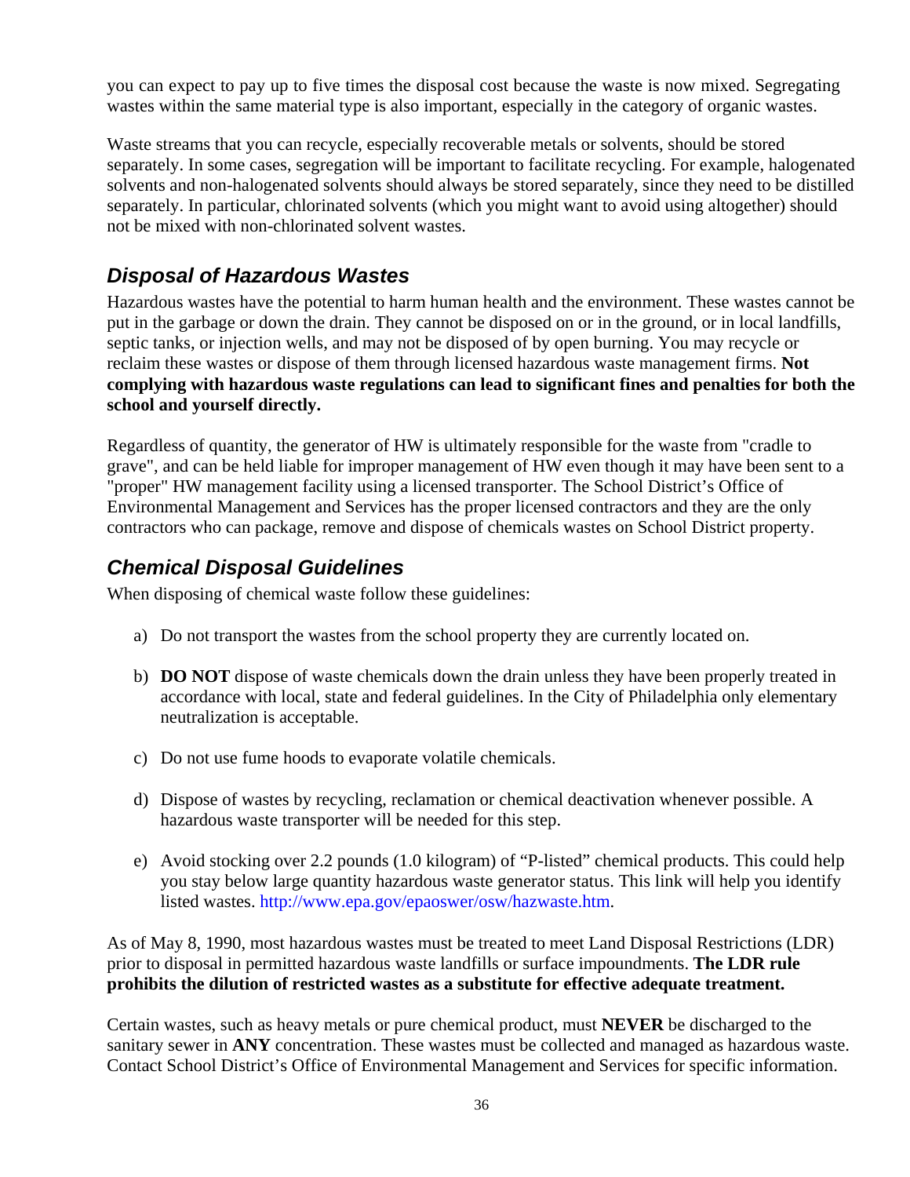you can expect to pay up to five times the disposal cost because the waste is now mixed. Segregating wastes within the same material type is also important, especially in the category of organic wastes.

Waste streams that you can recycle, especially recoverable metals or solvents, should be stored separately. In some cases, segregation will be important to facilitate recycling. For example, halogenated solvents and non-halogenated solvents should always be stored separately, since they need to be distilled separately. In particular, chlorinated solvents (which you might want to avoid using altogether) should not be mixed with non-chlorinated solvent wastes.

## *Disposal of Hazardous Wastes*

Hazardous wastes have the potential to harm human health and the environment. These wastes cannot be put in the garbage or down the drain. They cannot be disposed on or in the ground, or in local landfills, septic tanks, or injection wells, and may not be disposed of by open burning. You may recycle or reclaim these wastes or dispose of them through licensed hazardous waste management firms. **Not complying with hazardous waste regulations can lead to significant fines and penalties for both the school and yourself directly.**

Regardless of quantity, the generator of HW is ultimately responsible for the waste from "cradle to grave", and can be held liable for improper management of HW even though it may have been sent to a "proper" HW management facility using a licensed transporter. The School District's Office of Environmental Management and Services has the proper licensed contractors and they are the only contractors who can package, remove and dispose of chemicals wastes on School District property.

## *Chemical Disposal Guidelines*

When disposing of chemical waste follow these guidelines:

a) Do not transport the wastes from the school property they are currently located on.

b) **DO NOT** dispose of waste chemicals down the drain unless they have been properly treated in accordance with local, state and federal guidelines. In the City of Philadelphia only elementary neutralization is acceptable.

c) Do not use fume hoods to evaporate volatile chemicals.

d) Dispose of wastes by recycling, reclamation or chemical deactivation whenever possible. A hazardous waste transporter will be needed for this step.

e) Avoid stocking over 2.2 pounds (1.0 kilogram) of "P-listed" chemical products. This could help you stay below large quantity hazardous waste generator status. This link will help you identify listed wastes. http://www.epa.gov/epaoswer/osw/hazwaste.htm.

As of May 8, 1990, most hazardous wastes must be treated to meet Land Disposal Restrictions (LDR) prior to disposal in permitted hazardous waste landfills or surface impoundments. **The LDR rule prohibits the dilution of restricted wastes as a substitute for effective adequate treatment.**

Certain wastes, such as heavy metals or pure chemical product, must **NEVER** be discharged to the sanitary sewer in **ANY** concentration. These wastes must be collected and managed as hazardous waste. Contact School District's Office of Environmental Management and Services for specific information.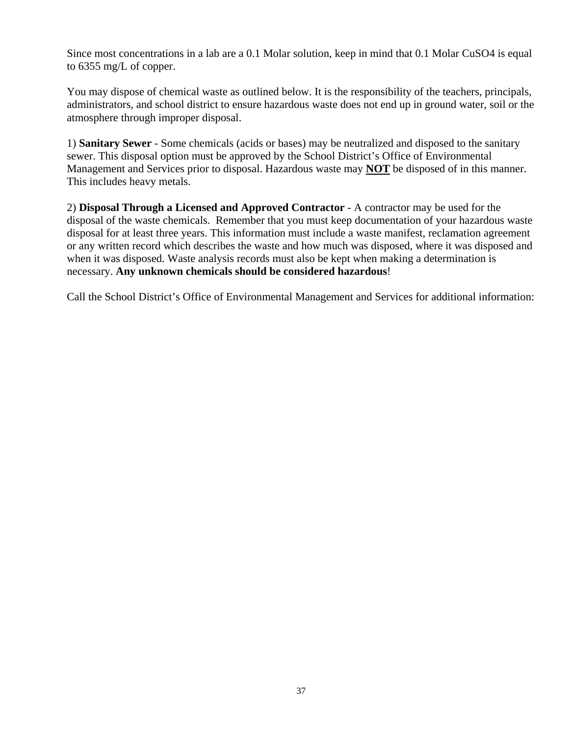Since most concentrations in a lab are a 0.1 Molar solution, keep in mind that 0.1 Molar $CuSO_4$ is equal to 6355 mg/L of copper.

You may dispose of chemical waste as outlined below. It is the responsibility of the teachers, principals, administrators, and school district to ensure hazardous waste does not end up in ground water, soil or the atmosphere through improper disposal.

1) **Sanitary Sewer** - Some chemicals (acids or bases) may be neutralized and disposed to the sanitary sewer. This disposal option must be approved by the School District's Office of Environmental Management and Services prior to disposal. Hazardous waste may **<u>NOT</u>** be disposed of in this manner. This includes heavy metals.

2) **Disposal Through a Licensed and Approved Contractor** - A contractor may be used for the disposal of the waste chemicals. Remember that you must keep documentation of your hazardous waste disposal for at least three years. This information must include a waste manifest, reclamation agreement or any written record which describes the waste and how much was disposed, where it was disposed and when it was disposed. Waste analysis records must also be kept when making a determination is necessary. **Any unknown chemicals should be considered hazardous**!

Call the School District's Office of Environmental Management and Services for additional information: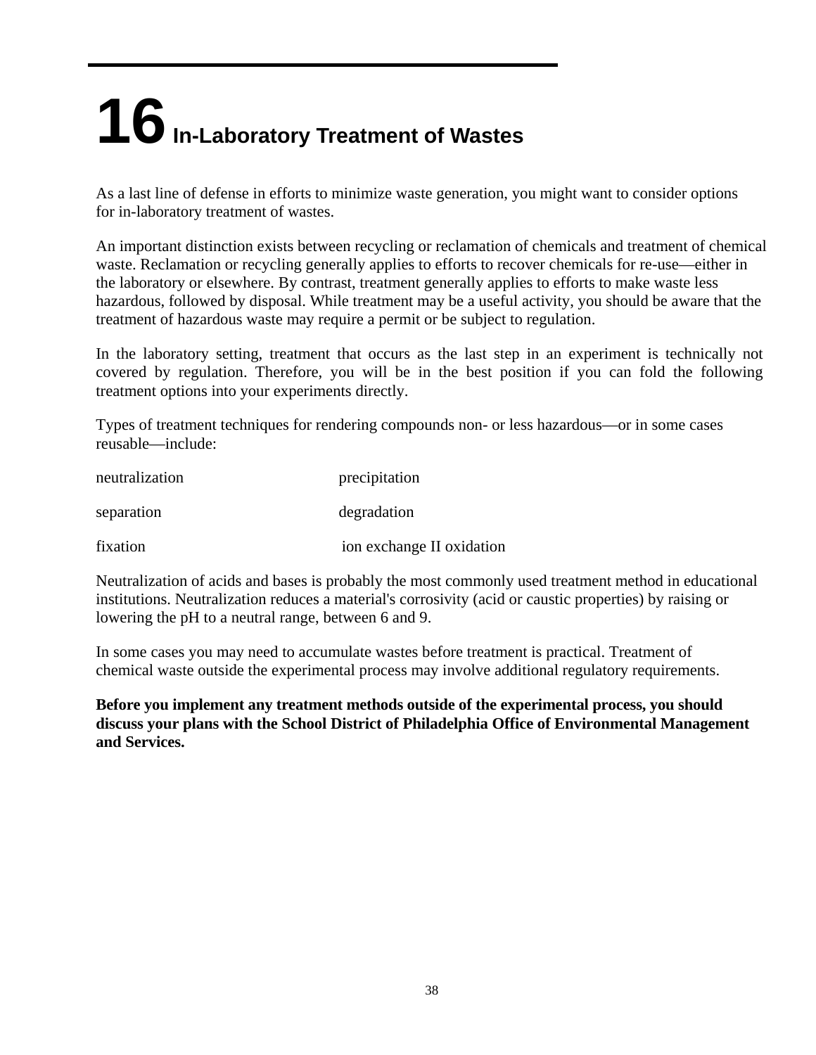# 16 In-Laboratory Treatment of Wastes

As a last line of defense in efforts to minimize waste generation, you might want to consider options for in-laboratory treatment of wastes.

An important distinction exists between recycling or reclamation of chemicals and treatment of chemical waste. Reclamation or recycling generally applies to efforts to recover chemicals for re-use—either in the laboratory or elsewhere. By contrast, treatment generally applies to efforts to make waste less hazardous, followed by disposal. While treatment may be a useful activity, you should be aware that the treatment of hazardous waste may require a permit or be subject to regulation.

In the laboratory setting, treatment that occurs as the last step in an experiment is technically not covered by regulation. Therefore, you will be in the best position if you can fold the following treatment options into your experiments directly.

Types of treatment techniques for rendering compounds non- or less hazardous—or in some cases reusable—include:

neutralization　　　　precipitation

separation　　　　degradation

fixation　　　　ion exchange II oxidation

Neutralization of acids and bases is probably the most commonly used treatment method in educational institutions. Neutralization reduces a material's corrosivity (acid or caustic properties) by raising or lowering the pH to a neutral range, between 6 and 9.

In some cases you may need to accumulate wastes before treatment is practical. Treatment of chemical waste outside the experimental process may involve additional regulatory requirements.

**Before you implement any treatment methods outside of the experimental process, you should discuss your plans with the School District of Philadelphia Office of Environmental Management and Services.**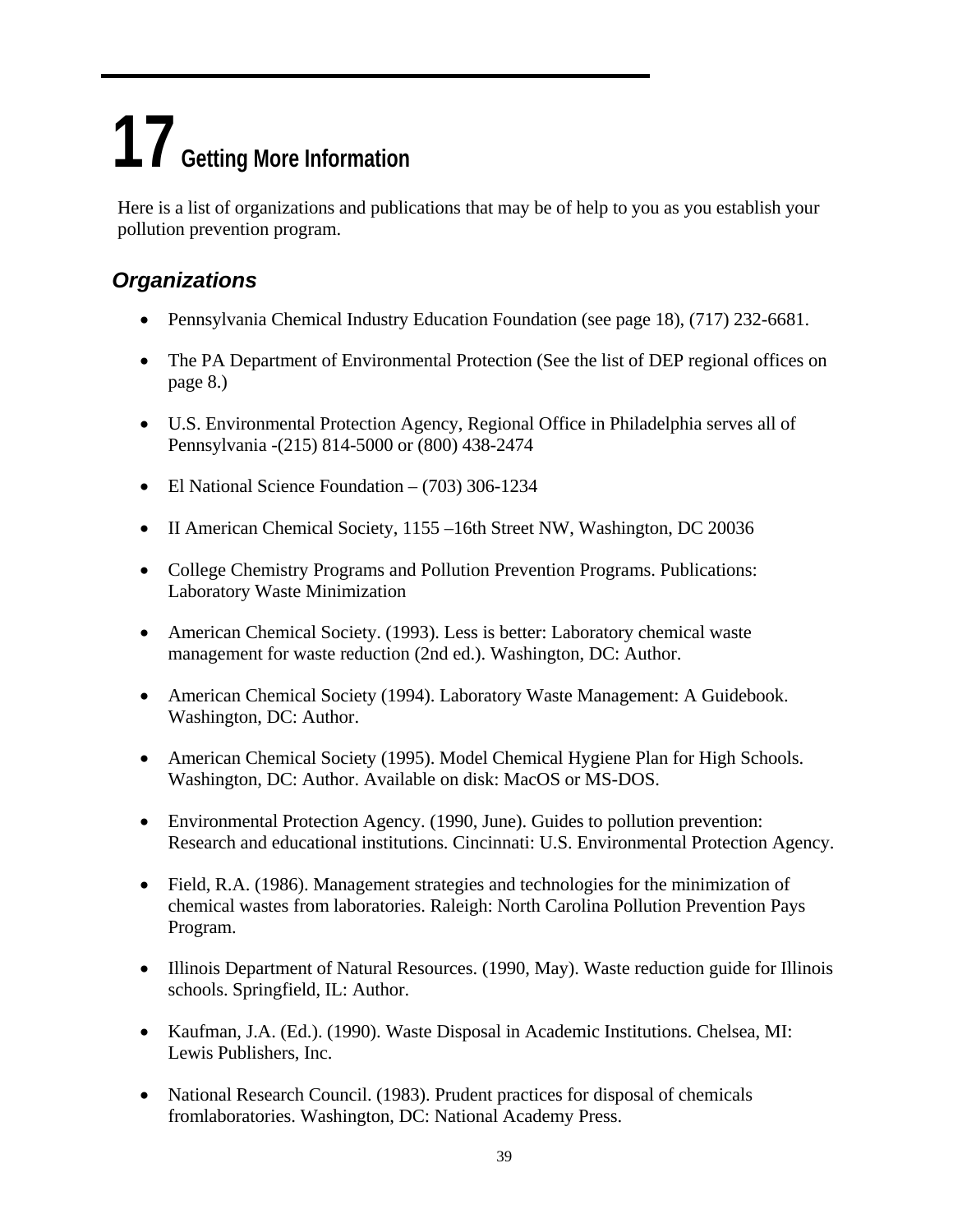# 17 Getting More Information

Here is a list of organizations and publications that may be of help to you as you establish your pollution prevention program.

## *Organizations*

- Pennsylvania Chemical Industry Education Foundation (see page 18), (717) 232-6681.
- The PA Department of Environmental Protection (See the list of DEP regional offices on page 8.)
- U.S. Environmental Protection Agency, Regional Office in Philadelphia serves all of Pennsylvania -(215) 814-5000 or (800) 438-2474
- El National Science Foundation – (703) 306-1234
- II American Chemical Society, 1155 –16th Street NW, Washington, DC 20036
- College Chemistry Programs and Pollution Prevention Programs. Publications: Laboratory Waste Minimization
- American Chemical Society. (1993). Less is better: Laboratory chemical waste management for waste reduction (2nd ed.). Washington, DC: Author.
- American Chemical Society (1994). Laboratory Waste Management: A Guidebook. Washington, DC: Author.
- American Chemical Society (1995). Model Chemical Hygiene Plan for High Schools. Washington, DC: Author. Available on disk: MacOS or MS-DOS.
- Environmental Protection Agency. (1990, June). Guides to pollution prevention: Research and educational institutions. Cincinnati: U.S. Environmental Protection Agency.
- Field, R.A. (1986). Management strategies and technologies for the minimization of chemical wastes from laboratories. Raleigh: North Carolina Pollution Prevention Pays Program.
- Illinois Department of Natural Resources. (1990, May). Waste reduction guide for Illinois schools. Springfield, IL: Author.
- Kaufman, J.A. (Ed.). (1990). Waste Disposal in Academic Institutions. Chelsea, MI: Lewis Publishers, Inc.
- National Research Council. (1983). Prudent practices for disposal of chemicals fromlaboratories. Washington, DC: National Academy Press.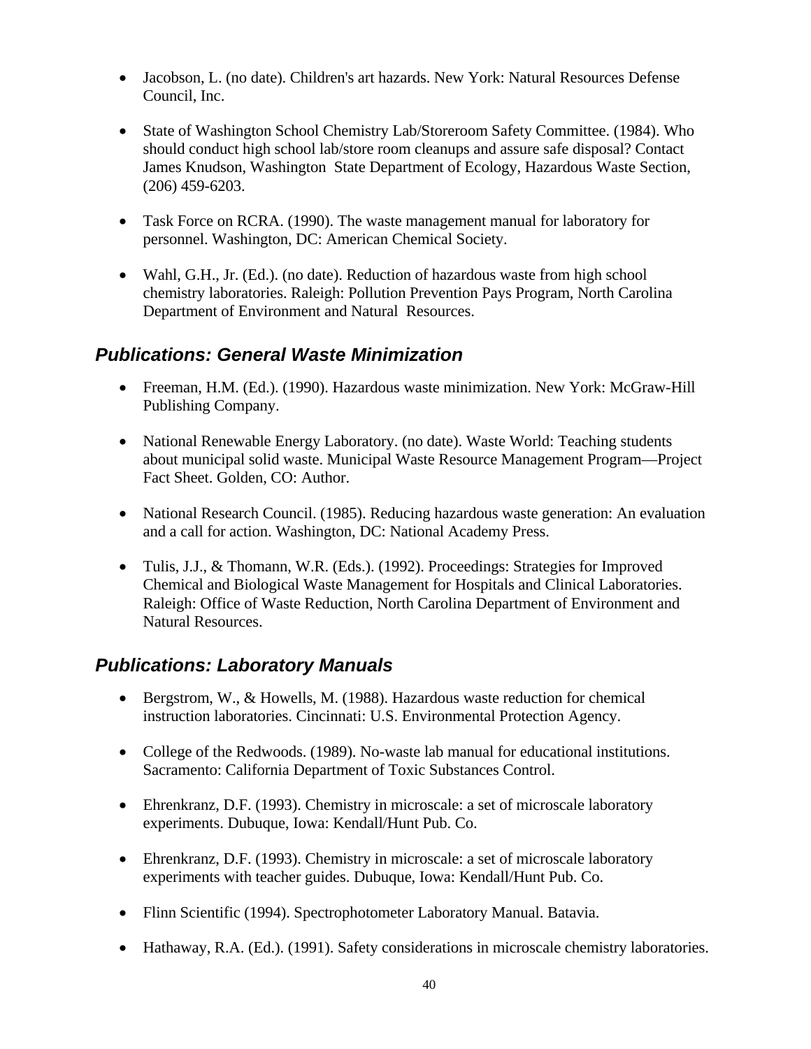- Jacobson, L. (no date). Children's art hazards. New York: Natural Resources Defense Council, Inc.

- State of Washington School Chemistry Lab/Storeroom Safety Committee. (1984). Who should conduct high school lab/store room cleanups and assure safe disposal? Contact James Knudson, Washington State Department of Ecology, Hazardous Waste Section, (206) 459-6203.

- Task Force on RCRA. (1990). The waste management manual for laboratory for personnel. Washington, DC: American Chemical Society.

- Wahl, G.H., Jr. (Ed.). (no date). Reduction of hazardous waste from high school chemistry laboratories. Raleigh: Pollution Prevention Pays Program, North Carolina Department of Environment and Natural Resources.

## *Publications: General Waste Minimization*

- Freeman, H.M. (Ed.). (1990). Hazardous waste minimization. New York: McGraw-Hill Publishing Company.

- National Renewable Energy Laboratory. (no date). Waste World: Teaching students about municipal solid waste. Municipal Waste Resource Management Program—Project Fact Sheet. Golden, CO: Author.

- National Research Council. (1985). Reducing hazardous waste generation: An evaluation and a call for action. Washington, DC: National Academy Press.

- Tulis, J.J., & Thomann, W.R. (Eds.). (1992). Proceedings: Strategies for Improved Chemical and Biological Waste Management for Hospitals and Clinical Laboratories. Raleigh: Office of Waste Reduction, North Carolina Department of Environment and Natural Resources.

## *Publications: Laboratory Manuals*

- Bergstrom, W., & Howells, M. (1988). Hazardous waste reduction for chemical instruction laboratories. Cincinnati: U.S. Environmental Protection Agency.

- College of the Redwoods. (1989). No-waste lab manual for educational institutions. Sacramento: California Department of Toxic Substances Control.

- Ehrenkranz, D.F. (1993). Chemistry in microscale: a set of microscale laboratory experiments. Dubuque, Iowa: Kendall/Hunt Pub. Co.

- Ehrenkranz, D.F. (1993). Chemistry in microscale: a set of microscale laboratory experiments with teacher guides. Dubuque, Iowa: Kendall/Hunt Pub. Co.

- Flinn Scientific (1994). Spectrophotometer Laboratory Manual. Batavia.

- Hathaway, R.A. (Ed.). (1991). Safety considerations in microscale chemistry laboratories.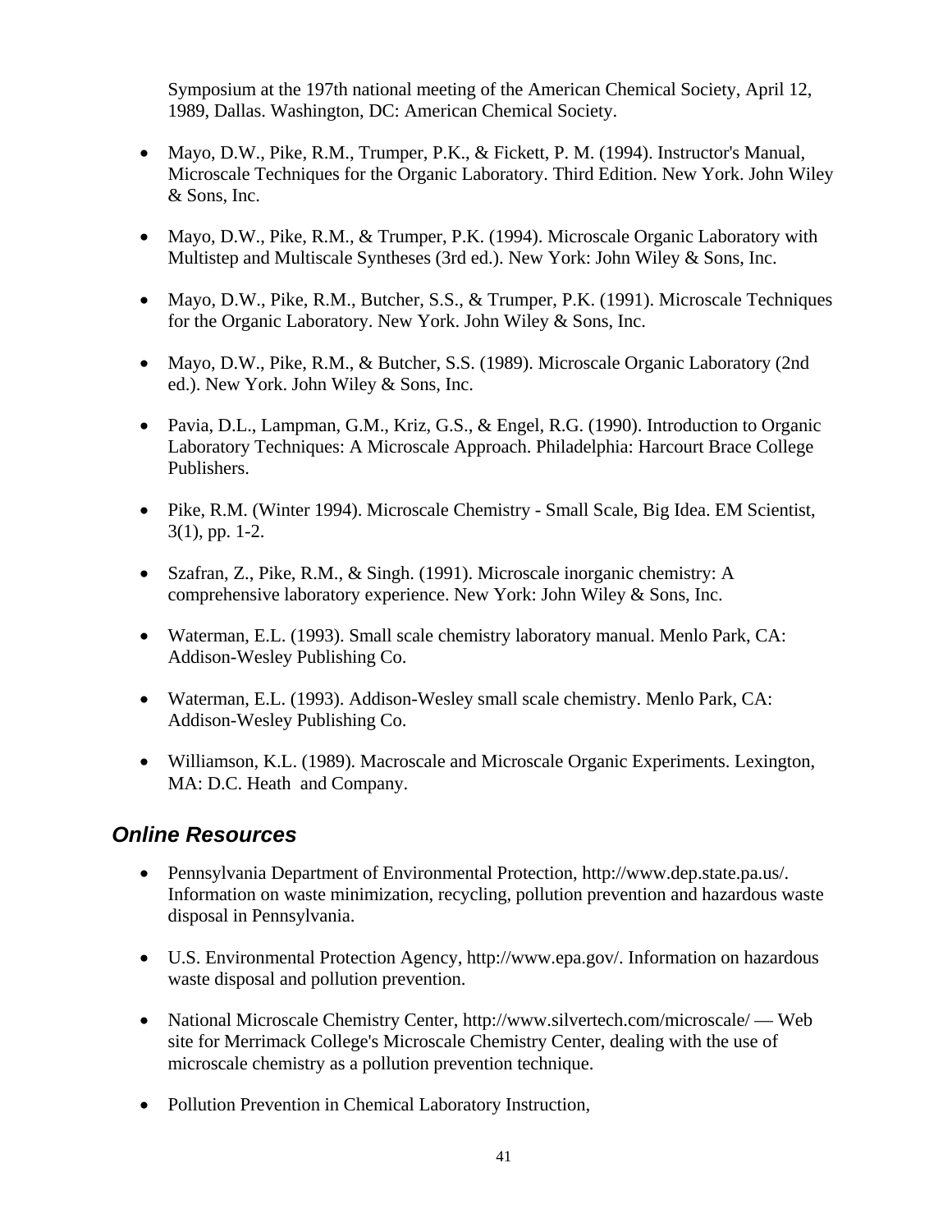Symposium at the 197th national meeting of the American Chemical Society, April 12, 1989, Dallas. Washington, DC: American Chemical Society.

- Mayo, D.W., Pike, R.M., Trumper, P.K., & Fickett, P. M. (1994). Instructor's Manual, Microscale Techniques for the Organic Laboratory. Third Edition. New York. John Wiley & Sons, Inc.

- Mayo, D.W., Pike, R.M., & Trumper, P.K. (1994). Microscale Organic Laboratory with Multistep and Multiscale Syntheses (3rd ed.). New York: John Wiley & Sons, Inc.

- Mayo, D.W., Pike, R.M., Butcher, S.S., & Trumper, P.K. (1991). Microscale Techniques for the Organic Laboratory. New York. John Wiley & Sons, Inc.

- Mayo, D.W., Pike, R.M., & Butcher, S.S. (1989). Microscale Organic Laboratory (2nd ed.). New York. John Wiley & Sons, Inc.

- Pavia, D.L., Lampman, G.M., Kriz, G.S., & Engel, R.G. (1990). Introduction to Organic Laboratory Techniques: A Microscale Approach. Philadelphia: Harcourt Brace College Publishers.

- Pike, R.M. (Winter 1994). Microscale Chemistry - Small Scale, Big Idea. EM Scientist, 3(1), pp. 1-2.

- Szafran, Z., Pike, R.M., & Singh. (1991). Microscale inorganic chemistry: A comprehensive laboratory experience. New York: John Wiley & Sons, Inc.

- Waterman, E.L. (1993). Small scale chemistry laboratory manual. Menlo Park, CA: Addison-Wesley Publishing Co.

- Waterman, E.L. (1993). Addison-Wesley small scale chemistry. Menlo Park, CA: Addison-Wesley Publishing Co.

- Williamson, K.L. (1989). Macroscale and Microscale Organic Experiments. Lexington, MA: D.C. Heath and Company.

## *Online Resources*

- Pennsylvania Department of Environmental Protection, http://www.dep.state.pa.us/. Information on waste minimization, recycling, pollution prevention and hazardous waste disposal in Pennsylvania.

- U.S. Environmental Protection Agency, http://www.epa.gov/. Information on hazardous waste disposal and pollution prevention.

- National Microscale Chemistry Center, http://www.silvertech.com/microscale/ — Web site for Merrimack College's Microscale Chemistry Center, dealing with the use of microscale chemistry as a pollution prevention technique.

- Pollution Prevention in Chemical Laboratory Instruction,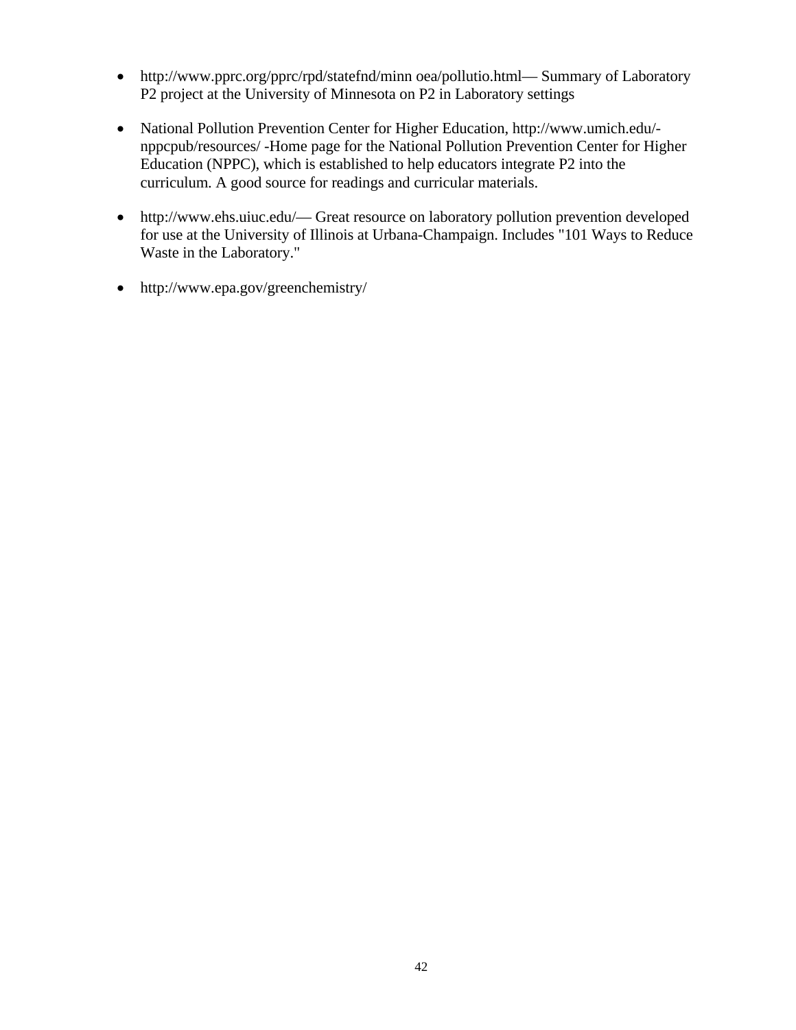- http://www.pprc.org/pprc/rpd/statefnd/minn oea/pollutio.html— Summary of Laboratory P2 project at the University of Minnesota on P2 in Laboratory settings

- National Pollution Prevention Center for Higher Education, http://www.umich.edu/-nppcpub/resources/ -Home page for the National Pollution Prevention Center for Higher Education (NPPC), which is established to help educators integrate P2 into the curriculum. A good source for readings and curricular materials.

- http://www.ehs.uiuc.edu/— Great resource on laboratory pollution prevention developed for use at the University of Illinois at Urbana-Champaign. Includes "101 Ways to Reduce Waste in the Laboratory."

- http://www.epa.gov/greenchemistry/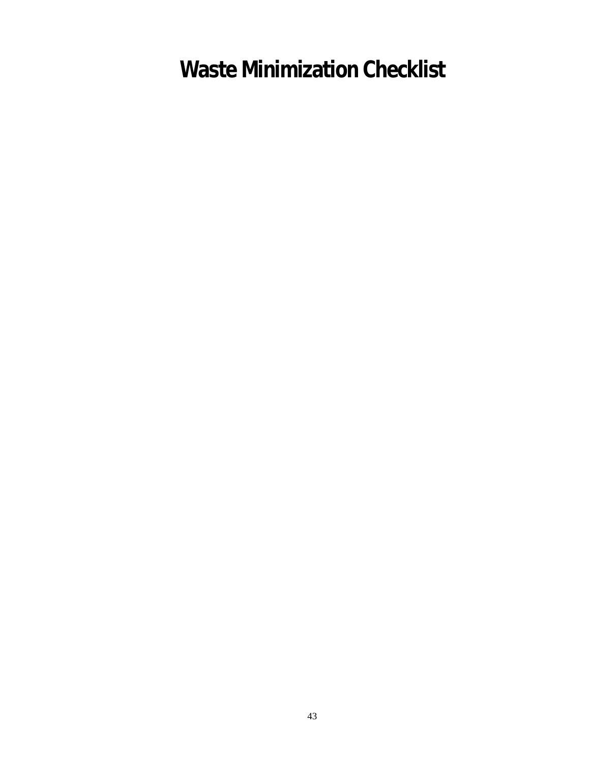# Waste Minimization Checklist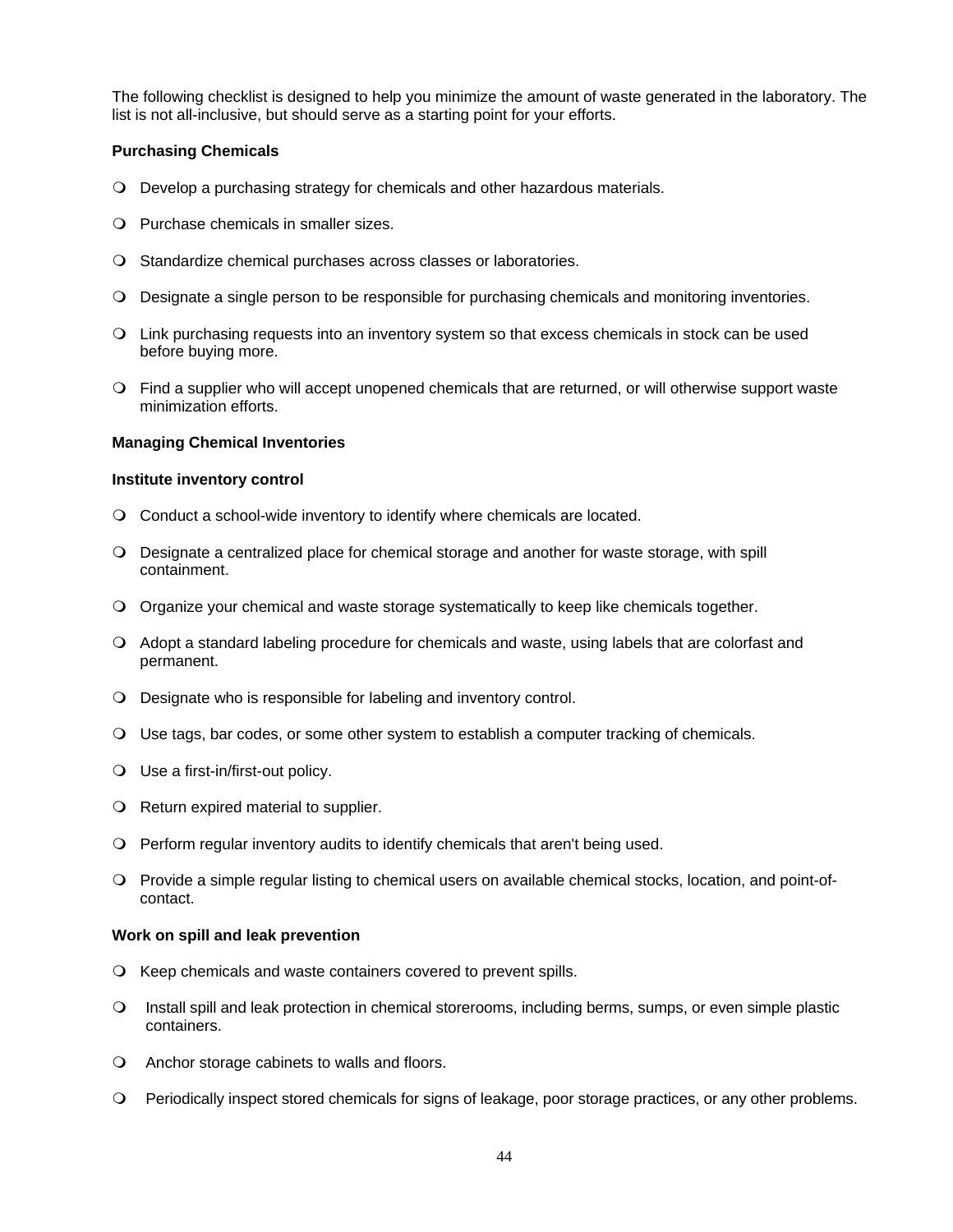The following checklist is designed to help you minimize the amount of waste generated in the laboratory. The list is not all-inclusive, but should serve as a starting point for your efforts.

**Purchasing Chemicals**

- Develop a purchasing strategy for chemicals and other hazardous materials.
- Purchase chemicals in smaller sizes.
- Standardize chemical purchases across classes or laboratories.
- Designate a single person to be responsible for purchasing chemicals and monitoring inventories.
- Link purchasing requests into an inventory system so that excess chemicals in stock can be used before buying more.
- Find a supplier who will accept unopened chemicals that are returned, or will otherwise support waste minimization efforts.

**Managing Chemical Inventories**

**Institute inventory control**

- Conduct a school-wide inventory to identify where chemicals are located.
- Designate a centralized place for chemical storage and another for waste storage, with spill containment.
- Organize your chemical and waste storage systematically to keep like chemicals together.
- Adopt a standard labeling procedure for chemicals and waste, using labels that are colorfast and permanent.
- Designate who is responsible for labeling and inventory control.
- Use tags, bar codes, or some other system to establish a computer tracking of chemicals.
- Use a first-in/first-out policy.
- Return expired material to supplier.
- Perform regular inventory audits to identify chemicals that aren't being used.
- Provide a simple regular listing to chemical users on available chemical stocks, location, and point-of-contact.

**Work on spill and leak prevention**

- Keep chemicals and waste containers covered to prevent spills.
- Install spill and leak protection in chemical storerooms, including berms, sumps, or even simple plastic containers.
- Anchor storage cabinets to walls and floors.
- Periodically inspect stored chemicals for signs of leakage, poor storage practices, or any other problems.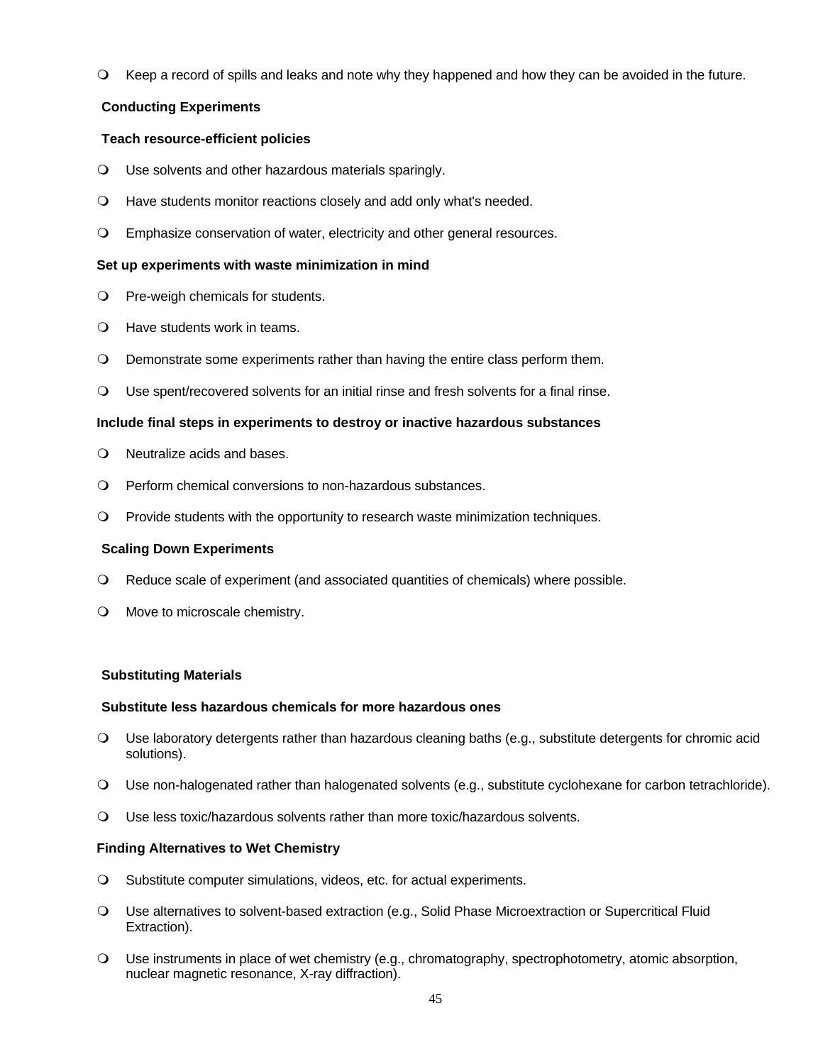- Keep a record of spills and leaks and note why they happened and how they can be avoided in the future.

**Conducting Experiments**

**Teach resource-efficient policies**

- Use solvents and other hazardous materials sparingly.
- Have students monitor reactions closely and add only what's needed.
- Emphasize conservation of water, electricity and other general resources.

**Set up experiments with waste minimization in mind**

- Pre-weigh chemicals for students.
- Have students work in teams.
- Demonstrate some experiments rather than having the entire class perform them.
- Use spent/recovered solvents for an initial rinse and fresh solvents for a final rinse.

**Include final steps in experiments to destroy or inactive hazardous substances**

- Neutralize acids and bases.
- Perform chemical conversions to non-hazardous substances.
- Provide students with the opportunity to research waste minimization techniques.

**Scaling Down Experiments**

- Reduce scale of experiment (and associated quantities of chemicals) where possible.
- Move to microscale chemistry.

**Substituting Materials**

**Substitute less hazardous chemicals for more hazardous ones**

- Use laboratory detergents rather than hazardous cleaning baths (e.g., substitute detergents for chromic acid solutions).
- Use non-halogenated rather than halogenated solvents (e.g., substitute cyclohexane for carbon tetrachloride).
- Use less toxic/hazardous solvents rather than more toxic/hazardous solvents.

**Finding Alternatives to Wet Chemistry**

- Substitute computer simulations, videos, etc. for actual experiments.
- Use alternatives to solvent-based extraction (e.g., Solid Phase Microextraction or Supercritical Fluid Extraction).
- Use instruments in place of wet chemistry (e.g., chromatography, spectrophotometry, atomic absorption, nuclear magnetic resonance, X-ray diffraction).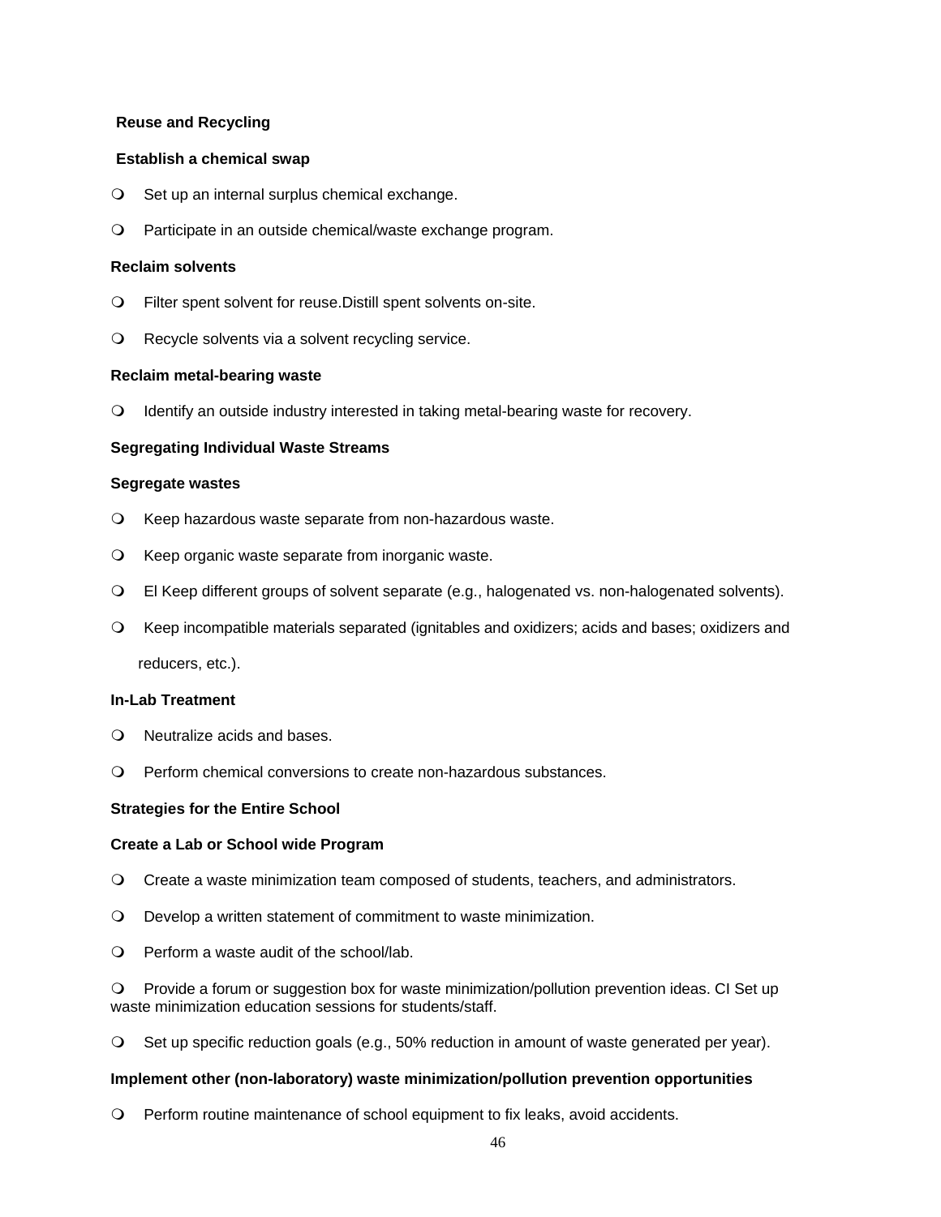**Reuse and Recycling**

**Establish a chemical swap**

- Set up an internal surplus chemical exchange.
- Participate in an outside chemical/waste exchange program.

**Reclaim solvents**

- Filter spent solvent for reuse.Distill spent solvents on-site.
- Recycle solvents via a solvent recycling service.

**Reclaim metal-bearing waste**

- Identify an outside industry interested in taking metal-bearing waste for recovery.

**Segregating Individual Waste Streams**

**Segregate wastes**

- Keep hazardous waste separate from non-hazardous waste.
- Keep organic waste separate from inorganic waste.
- El Keep different groups of solvent separate (e.g., halogenated vs. non-halogenated solvents).
- Keep incompatible materials separated (ignitables and oxidizers; acids and bases; oxidizers and reducers, etc.).

**In-Lab Treatment**

- Neutralize acids and bases.
- Perform chemical conversions to create non-hazardous substances.

**Strategies for the Entire School**

**Create a Lab or School wide Program**

- Create a waste minimization team composed of students, teachers, and administrators.
- Develop a written statement of commitment to waste minimization.
- Perform a waste audit of the school/lab.
- Provide a forum or suggestion box for waste minimization/pollution prevention ideas. CI Set up waste minimization education sessions for students/staff.
- Set up specific reduction goals (e.g., 50% reduction in amount of waste generated per year).

**Implement other (non-laboratory) waste minimization/pollution prevention opportunities**

- Perform routine maintenance of school equipment to fix leaks, avoid accidents.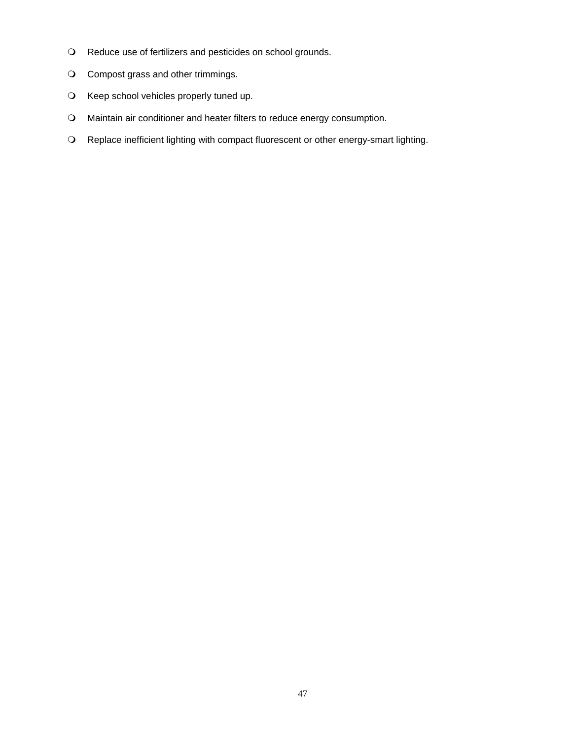- Reduce use of fertilizers and pesticides on school grounds.
- Compost grass and other trimmings.
- Keep school vehicles properly tuned up.
- Maintain air conditioner and heater filters to reduce energy consumption.
- Replace inefficient lighting with compact fluorescent or other energy-smart lighting.